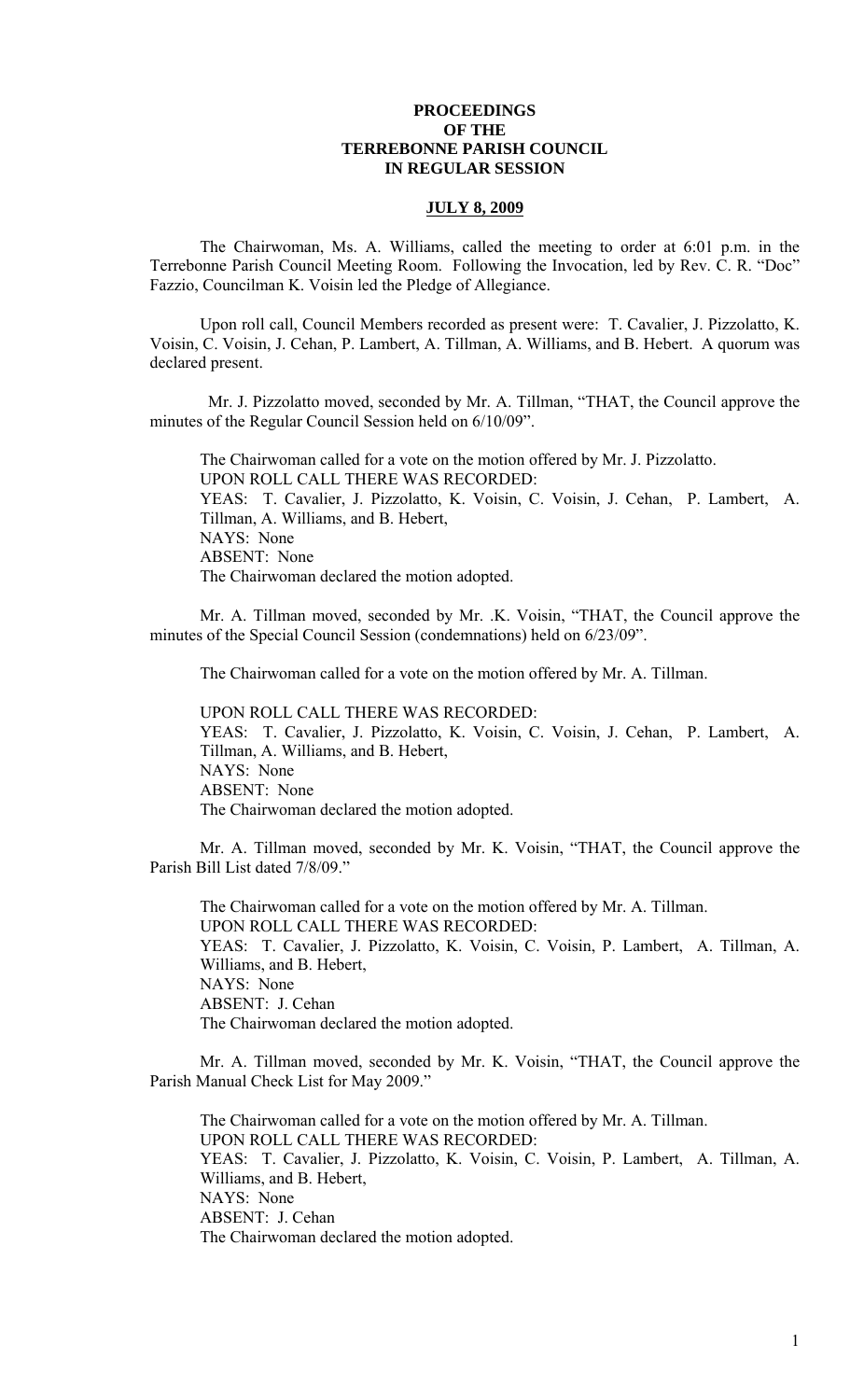**PROCEEDINGS**
**OF THE**
**TERREBONNE PARISH COUNCIL**
**IN REGULAR SESSION**

**JULY 8, 2009**

The Chairwoman, Ms. A. Williams, called the meeting to order at 6:01 p.m. in the Terrebonne Parish Council Meeting Room. Following the Invocation, led by Rev. C. R. "Doc" Fazzio, Councilman K. Voisin led the Pledge of Allegiance.

Upon roll call, Council Members recorded as present were: T. Cavalier, J. Pizzolatto, K. Voisin, C. Voisin, J. Cehan, P. Lambert, A. Tillman, A. Williams, and B. Hebert. A quorum was declared present.

Mr. J. Pizzolatto moved, seconded by Mr. A. Tillman, "THAT, the Council approve the minutes of the Regular Council Session held on 6/10/09".

The Chairwoman called for a vote on the motion offered by Mr. J. Pizzolatto.
UPON ROLL CALL THERE WAS RECORDED:
YEAS: T. Cavalier, J. Pizzolatto, K. Voisin, C. Voisin, J. Cehan, P. Lambert, A. Tillman, A. Williams, and B. Hebert,
NAYS: None
ABSENT: None
The Chairwoman declared the motion adopted.

Mr. A. Tillman moved, seconded by Mr. .K. Voisin, "THAT, the Council approve the minutes of the Special Council Session (condemnations) held on 6/23/09".

The Chairwoman called for a vote on the motion offered by Mr. A. Tillman.

UPON ROLL CALL THERE WAS RECORDED:
YEAS: T. Cavalier, J. Pizzolatto, K. Voisin, C. Voisin, J. Cehan, P. Lambert, A. Tillman, A. Williams, and B. Hebert,
NAYS: None
ABSENT: None
The Chairwoman declared the motion adopted.

Mr. A. Tillman moved, seconded by Mr. K. Voisin, "THAT, the Council approve the Parish Bill List dated 7/8/09."

The Chairwoman called for a vote on the motion offered by Mr. A. Tillman.
UPON ROLL CALL THERE WAS RECORDED:
YEAS: T. Cavalier, J. Pizzolatto, K. Voisin, C. Voisin, P. Lambert, A. Tillman, A. Williams, and B. Hebert,
NAYS: None
ABSENT: J. Cehan
The Chairwoman declared the motion adopted.

Mr. A. Tillman moved, seconded by Mr. K. Voisin, "THAT, the Council approve the Parish Manual Check List for May 2009."

The Chairwoman called for a vote on the motion offered by Mr. A. Tillman.
UPON ROLL CALL THERE WAS RECORDED:
YEAS: T. Cavalier, J. Pizzolatto, K. Voisin, C. Voisin, P. Lambert, A. Tillman, A. Williams, and B. Hebert,
NAYS: None
ABSENT: J. Cehan
The Chairwoman declared the motion adopted.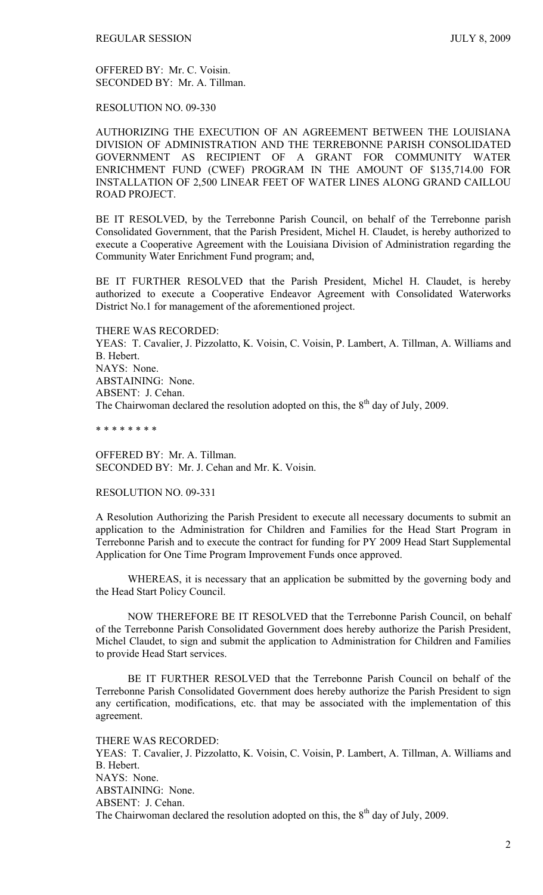OFFERED BY: Mr. C. Voisin.
SECONDED BY: Mr. A. Tillman.

RESOLUTION NO. 09-330

AUTHORIZING THE EXECUTION OF AN AGREEMENT BETWEEN THE LOUISIANA DIVISION OF ADMINISTRATION AND THE TERREBONNE PARISH CONSOLIDATED GOVERNMENT AS RECIPIENT OF A GRANT FOR COMMUNITY WATER ENRICHMENT FUND (CWEF) PROGRAM IN THE AMOUNT OF $135,714.00 FOR INSTALLATION OF 2,500 LINEAR FEET OF WATER LINES ALONG GRAND CAILLOU ROAD PROJECT.

BE IT RESOLVED, by the Terrebonne Parish Council, on behalf of the Terrebonne parish Consolidated Government, that the Parish President, Michel H. Claudet, is hereby authorized to execute a Cooperative Agreement with the Louisiana Division of Administration regarding the Community Water Enrichment Fund program; and,

BE IT FURTHER RESOLVED that the Parish President, Michel H. Claudet, is hereby authorized to execute a Cooperative Endeavor Agreement with Consolidated Waterworks District No.1 for management of the aforementioned project.

THERE WAS RECORDED:
YEAS: T. Cavalier, J. Pizzolatto, K. Voisin, C. Voisin, P. Lambert, A. Tillman, A. Williams and B. Hebert.
NAYS: None.
ABSTAINING: None.
ABSENT: J. Cehan.
The Chairwoman declared the resolution adopted on this, the 8th day of July, 2009.

* * * * * * * *

OFFERED BY: Mr. A. Tillman.
SECONDED BY: Mr. J. Cehan and Mr. K. Voisin.

RESOLUTION NO. 09-331

A Resolution Authorizing the Parish President to execute all necessary documents to submit an application to the Administration for Children and Families for the Head Start Program in Terrebonne Parish and to execute the contract for funding for PY 2009 Head Start Supplemental Application for One Time Program Improvement Funds once approved.

WHEREAS, it is necessary that an application be submitted by the governing body and the Head Start Policy Council.

NOW THEREFORE BE IT RESOLVED that the Terrebonne Parish Council, on behalf of the Terrebonne Parish Consolidated Government does hereby authorize the Parish President, Michel Claudet, to sign and submit the application to Administration for Children and Families to provide Head Start services.

BE IT FURTHER RESOLVED that the Terrebonne Parish Council on behalf of the Terrebonne Parish Consolidated Government does hereby authorize the Parish President to sign any certification, modifications, etc. that may be associated with the implementation of this agreement.

THERE WAS RECORDED:
YEAS: T. Cavalier, J. Pizzolatto, K. Voisin, C. Voisin, P. Lambert, A. Tillman, A. Williams and B. Hebert.
NAYS: None.
ABSTAINING: None.
ABSENT: J. Cehan.
The Chairwoman declared the resolution adopted on this, the 8th day of July, 2009.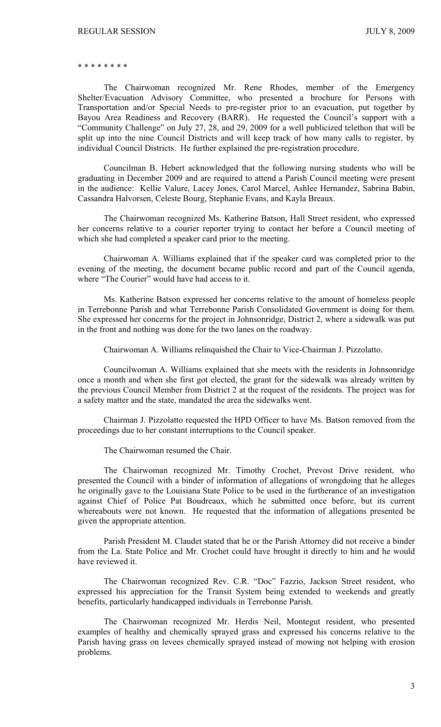\* \* \* \* \* \* \* \*

The Chairwoman recognized Mr. Rene Rhodes, member of the Emergency Shelter/Evacuation Advisory Committee, who presented a brochure for Persons with Transportation and/or Special Needs to pre-register prior to an evacuation, put together by Bayou Area Readiness and Recovery (BARR). He requested the Council's support with a "Community Challenge" on July 27, 28, and 29, 2009 for a well publicized telethon that will be split up into the nine Council Districts and will keep track of how many calls to register, by individual Council Districts. He further explained the pre-registration procedure.

Councilman B. Hebert acknowledged that the following nursing students who will be graduating in December 2009 and are required to attend a Parish Council meeting were present in the audience: Kellie Valure, Lacey Jones, Carol Marcel, Ashlee Hernandez, Sabrina Babin, Cassandra Halvorsen, Celeste Bourg, Stephanie Evans, and Kayla Breaux.

The Chairwoman recognized Ms. Katherine Batson, Hall Street resident, who expressed her concerns relative to a courier reporter trying to contact her before a Council meeting of which she had completed a speaker card prior to the meeting.

Chairwoman A. Williams explained that if the speaker card was completed prior to the evening of the meeting, the document became public record and part of the Council agenda, where "The Courier" would have had access to it.

Ms. Katherine Batson expressed her concerns relative to the amount of homeless people in Terrebonne Parish and what Terrebonne Parish Consolidated Government is doing for them. She expressed her concerns for the project in Johnsonridge, District 2, where a sidewalk was put in the front and nothing was done for the two lanes on the roadway.

Chairwoman A. Williams relinquished the Chair to Vice-Chairman J. Pizzolatto.

Councilwoman A. Williams explained that she meets with the residents in Johnsonridge once a month and when she first got elected, the grant for the sidewalk was already written by the previous Council Member from District 2 at the request of the residents. The project was for a safety matter and the state, mandated the area the sidewalks went.

Chairman J. Pizzolatto requested the HPD Officer to have Ms. Batson removed from the proceedings due to her constant interruptions to the Council speaker.

The Chairwoman resumed the Chair.

The Chairwoman recognized Mr. Timothy Crochet, Prevost Drive resident, who presented the Council with a binder of information of allegations of wrongdoing that he alleges he originally gave to the Louisiana State Police to be used in the furtherance of an investigation against Chief of Police Pat Boudreaux, which he submitted once before, but its current whereabouts were not known. He requested that the information of allegations presented be given the appropriate attention.

Parish President M. Claudet stated that he or the Parish Attorney did not receive a binder from the La. State Police and Mr. Crochet could have brought it directly to him and he would have reviewed it.

The Chairwoman recognized Rev. C.R. "Doc" Fazzio, Jackson Street resident, who expressed his appreciation for the Transit System being extended to weekends and greatly benefits, particularly handicapped individuals in Terrebonne Parish.

The Chairwoman recognized Mr. Herdis Neil, Montegut resident, who presented examples of healthy and chemically sprayed grass and expressed his concerns relative to the Parish having grass on levees chemically sprayed instead of mowing not helping with erosion problems.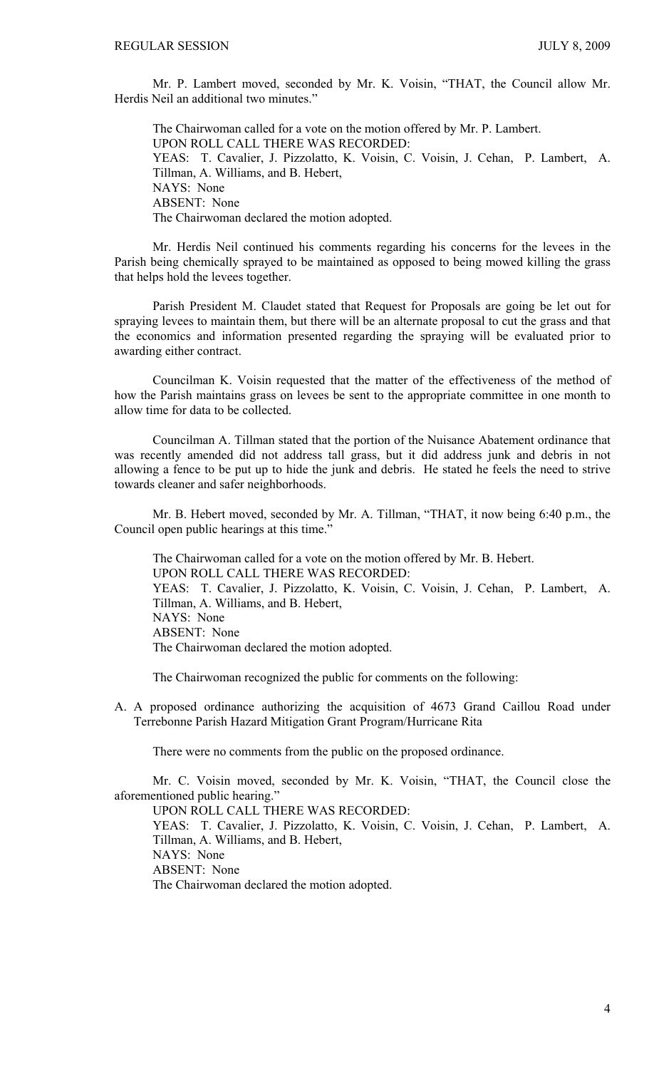Mr. P. Lambert moved, seconded by Mr. K. Voisin, "THAT, the Council allow Mr. Herdis Neil an additional two minutes."

The Chairwoman called for a vote on the motion offered by Mr. P. Lambert.
UPON ROLL CALL THERE WAS RECORDED:
YEAS: T. Cavalier, J. Pizzolatto, K. Voisin, C. Voisin, J. Cehan, P. Lambert, A. Tillman, A. Williams, and B. Hebert,
NAYS: None
ABSENT: None
The Chairwoman declared the motion adopted.

Mr. Herdis Neil continued his comments regarding his concerns for the levees in the Parish being chemically sprayed to be maintained as opposed to being mowed killing the grass that helps hold the levees together.

Parish President M. Claudet stated that Request for Proposals are going be let out for spraying levees to maintain them, but there will be an alternate proposal to cut the grass and that the economics and information presented regarding the spraying will be evaluated prior to awarding either contract.

Councilman K. Voisin requested that the matter of the effectiveness of the method of how the Parish maintains grass on levees be sent to the appropriate committee in one month to allow time for data to be collected.

Councilman A. Tillman stated that the portion of the Nuisance Abatement ordinance that was recently amended did not address tall grass, but it did address junk and debris in not allowing a fence to be put up to hide the junk and debris. He stated he feels the need to strive towards cleaner and safer neighborhoods.

Mr. B. Hebert moved, seconded by Mr. A. Tillman, "THAT, it now being 6:40 p.m., the Council open public hearings at this time."

The Chairwoman called for a vote on the motion offered by Mr. B. Hebert.
UPON ROLL CALL THERE WAS RECORDED:
YEAS: T. Cavalier, J. Pizzolatto, K. Voisin, C. Voisin, J. Cehan, P. Lambert, A. Tillman, A. Williams, and B. Hebert,
NAYS: None
ABSENT: None
The Chairwoman declared the motion adopted.

The Chairwoman recognized the public for comments on the following:

A. A proposed ordinance authorizing the acquisition of 4673 Grand Caillou Road under Terrebonne Parish Hazard Mitigation Grant Program/Hurricane Rita

There were no comments from the public on the proposed ordinance.

Mr. C. Voisin moved, seconded by Mr. K. Voisin, "THAT, the Council close the aforementioned public hearing."
UPON ROLL CALL THERE WAS RECORDED:
YEAS: T. Cavalier, J. Pizzolatto, K. Voisin, C. Voisin, J. Cehan, P. Lambert, A. Tillman, A. Williams, and B. Hebert,
NAYS: None
ABSENT: None
The Chairwoman declared the motion adopted.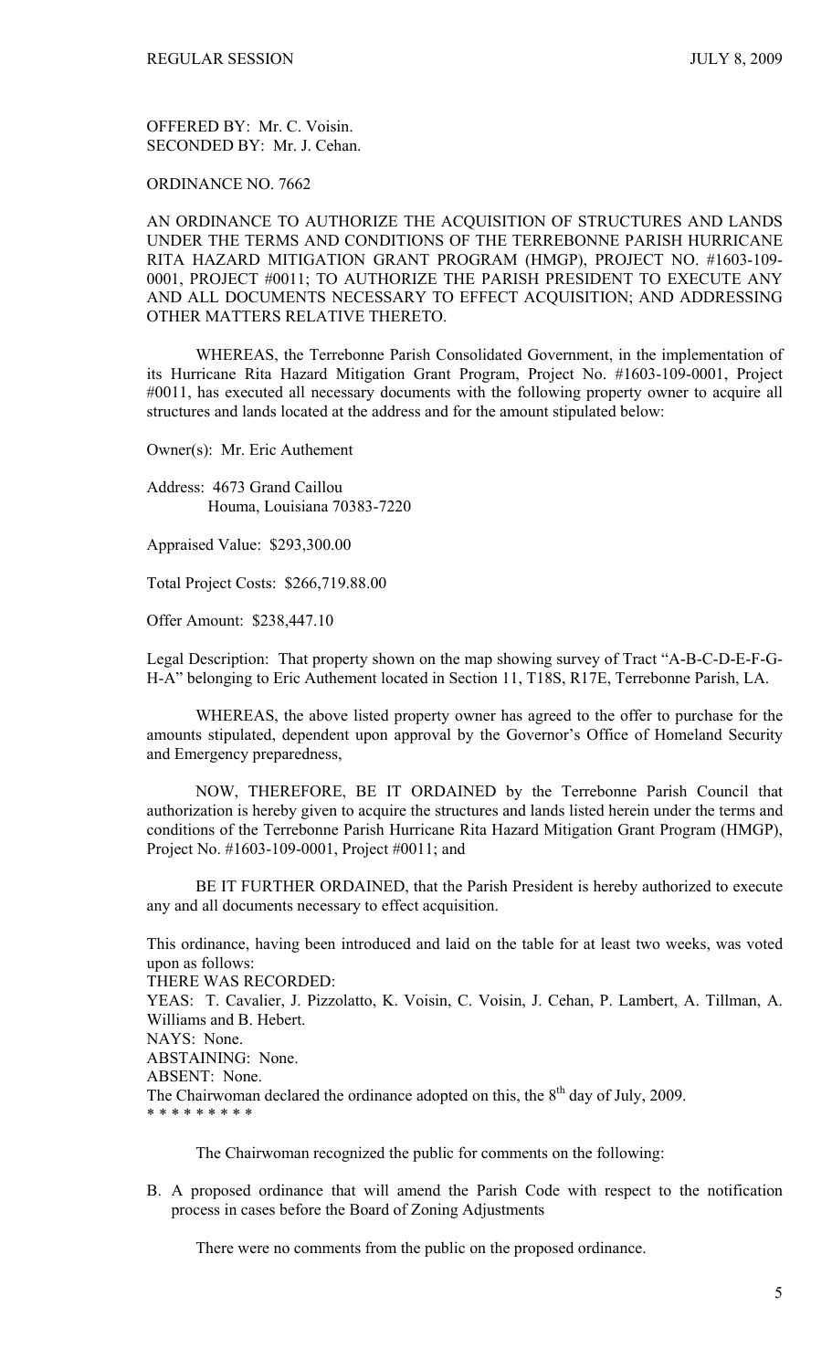OFFERED BY: Mr. C. Voisin.
SECONDED BY: Mr. J. Cehan.

ORDINANCE NO. 7662

AN ORDINANCE TO AUTHORIZE THE ACQUISITION OF STRUCTURES AND LANDS UNDER THE TERMS AND CONDITIONS OF THE TERREBONNE PARISH HURRICANE RITA HAZARD MITIGATION GRANT PROGRAM (HMGP), PROJECT NO. #1603-109-0001, PROJECT #0011; TO AUTHORIZE THE PARISH PRESIDENT TO EXECUTE ANY AND ALL DOCUMENTS NECESSARY TO EFFECT ACQUISITION; AND ADDRESSING OTHER MATTERS RELATIVE THERETO.

WHEREAS, the Terrebonne Parish Consolidated Government, in the implementation of its Hurricane Rita Hazard Mitigation Grant Program, Project No. #1603-109-0001, Project #0011, has executed all necessary documents with the following property owner to acquire all structures and lands located at the address and for the amount stipulated below:

Owner(s): Mr. Eric Authement

Address: 4673 Grand Caillou
Houma, Louisiana 70383-7220

Appraised Value: $293,300.00

Total Project Costs: $266,719.88.00

Offer Amount: $238,447.10

Legal Description: That property shown on the map showing survey of Tract "A-B-C-D-E-F-G-H-A" belonging to Eric Authement located in Section 11, T18S, R17E, Terrebonne Parish, LA.

WHEREAS, the above listed property owner has agreed to the offer to purchase for the amounts stipulated, dependent upon approval by the Governor's Office of Homeland Security and Emergency preparedness,

NOW, THEREFORE, BE IT ORDAINED by the Terrebonne Parish Council that authorization is hereby given to acquire the structures and lands listed herein under the terms and conditions of the Terrebonne Parish Hurricane Rita Hazard Mitigation Grant Program (HMGP), Project No. #1603-109-0001, Project #0011; and

BE IT FURTHER ORDAINED, that the Parish President is hereby authorized to execute any and all documents necessary to effect acquisition.

This ordinance, having been introduced and laid on the table for at least two weeks, was voted upon as follows:
THERE WAS RECORDED:
YEAS: T. Cavalier, J. Pizzolatto, K. Voisin, C. Voisin, J. Cehan, P. Lambert, A. Tillman, A. Williams and B. Hebert.
NAYS: None.
ABSTAINING: None.
ABSENT: None.
The Chairwoman declared the ordinance adopted on this, the 8th day of July, 2009.
* * * * * * * * *

The Chairwoman recognized the public for comments on the following:

B. A proposed ordinance that will amend the Parish Code with respect to the notification process in cases before the Board of Zoning Adjustments

There were no comments from the public on the proposed ordinance.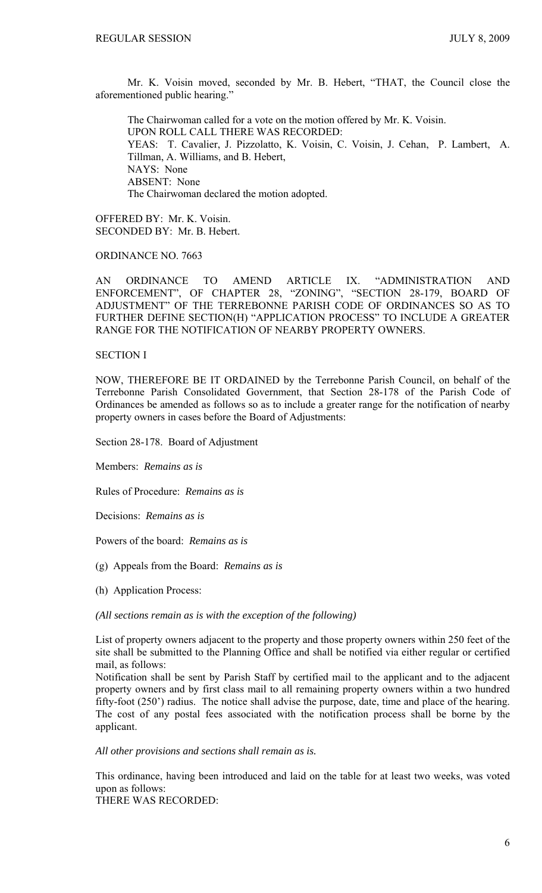Mr. K. Voisin moved, seconded by Mr. B. Hebert, "THAT, the Council close the aforementioned public hearing."

The Chairwoman called for a vote on the motion offered by Mr. K. Voisin.
UPON ROLL CALL THERE WAS RECORDED:
YEAS: T. Cavalier, J. Pizzolatto, K. Voisin, C. Voisin, J. Cehan, P. Lambert, A. Tillman, A. Williams, and B. Hebert,
NAYS: None
ABSENT: None
The Chairwoman declared the motion adopted.

OFFERED BY: Mr. K. Voisin.
SECONDED BY: Mr. B. Hebert.

ORDINANCE NO. 7663

AN ORDINANCE TO AMEND ARTICLE IX. "ADMINISTRATION AND ENFORCEMENT", OF CHAPTER 28, "ZONING", "SECTION 28-179, BOARD OF ADJUSTMENT" OF THE TERREBONNE PARISH CODE OF ORDINANCES SO AS TO FURTHER DEFINE SECTION(H) "APPLICATION PROCESS" TO INCLUDE A GREATER RANGE FOR THE NOTIFICATION OF NEARBY PROPERTY OWNERS.

SECTION I

NOW, THEREFORE BE IT ORDAINED by the Terrebonne Parish Council, on behalf of the Terrebonne Parish Consolidated Government, that Section 28-178 of the Parish Code of Ordinances be amended as follows so as to include a greater range for the notification of nearby property owners in cases before the Board of Adjustments:

Section 28-178. Board of Adjustment

Members: *Remains as is*

Rules of Procedure: *Remains as is*

Decisions: *Remains as is*

Powers of the board: *Remains as is*

(g) Appeals from the Board: *Remains as is*

(h) Application Process:

*(All sections remain as is with the exception of the following)*

List of property owners adjacent to the property and those property owners within 250 feet of the site shall be submitted to the Planning Office and shall be notified via either regular or certified mail, as follows:
Notification shall be sent by Parish Staff by certified mail to the applicant and to the adjacent property owners and by first class mail to all remaining property owners within a two hundred fifty-foot (250') radius. The notice shall advise the purpose, date, time and place of the hearing. The cost of any postal fees associated with the notification process shall be borne by the applicant.

*All other provisions and sections shall remain as is.*

This ordinance, having been introduced and laid on the table for at least two weeks, was voted upon as follows:
THERE WAS RECORDED: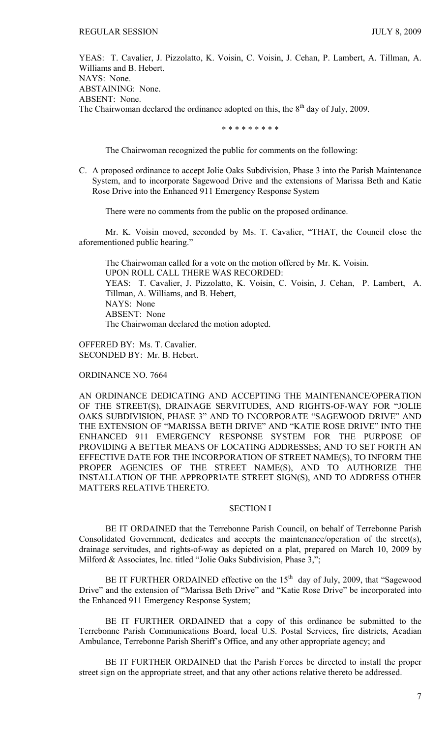YEAS: T. Cavalier, J. Pizzolatto, K. Voisin, C. Voisin, J. Cehan, P. Lambert, A. Tillman, A. Williams and B. Hebert.
NAYS: None.
ABSTAINING: None.
ABSENT: None.
The Chairwoman declared the ordinance adopted on this, the 8th day of July, 2009.

\* \* \* \* \* \* \* \* \*

The Chairwoman recognized the public for comments on the following:

C. A proposed ordinance to accept Jolie Oaks Subdivision, Phase 3 into the Parish Maintenance System, and to incorporate Sagewood Drive and the extensions of Marissa Beth and Katie Rose Drive into the Enhanced 911 Emergency Response System

There were no comments from the public on the proposed ordinance.

Mr. K. Voisin moved, seconded by Ms. T. Cavalier, "THAT, the Council close the aforementioned public hearing."

The Chairwoman called for a vote on the motion offered by Mr. K. Voisin.
UPON ROLL CALL THERE WAS RECORDED:
YEAS: T. Cavalier, J. Pizzolatto, K. Voisin, C. Voisin, J. Cehan, P. Lambert, A. Tillman, A. Williams, and B. Hebert,
NAYS: None
ABSENT: None
The Chairwoman declared the motion adopted.

OFFERED BY: Ms. T. Cavalier.
SECONDED BY: Mr. B. Hebert.

ORDINANCE NO. 7664

AN ORDINANCE DEDICATING AND ACCEPTING THE MAINTENANCE/OPERATION OF THE STREET(S), DRAINAGE SERVITUDES, AND RIGHTS-OF-WAY FOR "JOLIE OAKS SUBDIVISION, PHASE 3" AND TO INCORPORATE "SAGEWOOD DRIVE" AND THE EXTENSION OF "MARISSA BETH DRIVE" AND "KATIE ROSE DRIVE" INTO THE ENHANCED 911 EMERGENCY RESPONSE SYSTEM FOR THE PURPOSE OF PROVIDING A BETTER MEANS OF LOCATING ADDRESSES; AND TO SET FORTH AN EFFECTIVE DATE FOR THE INCORPORATION OF STREET NAME(S), TO INFORM THE PROPER AGENCIES OF THE STREET NAME(S), AND TO AUTHORIZE THE INSTALLATION OF THE APPROPRIATE STREET SIGN(S), AND TO ADDRESS OTHER MATTERS RELATIVE THERETO.

SECTION I

BE IT ORDAINED that the Terrebonne Parish Council, on behalf of Terrebonne Parish Consolidated Government, dedicates and accepts the maintenance/operation of the street(s), drainage servitudes, and rights-of-way as depicted on a plat, prepared on March 10, 2009 by Milford & Associates, Inc. titled "Jolie Oaks Subdivision, Phase 3,";

BE IT FURTHER ORDAINED effective on the 15th day of July, 2009, that "Sagewood Drive" and the extension of "Marissa Beth Drive" and "Katie Rose Drive" be incorporated into the Enhanced 911 Emergency Response System;

BE IT FURTHER ORDAINED that a copy of this ordinance be submitted to the Terrebonne Parish Communications Board, local U.S. Postal Services, fire districts, Acadian Ambulance, Terrebonne Parish Sheriff's Office, and any other appropriate agency; and

BE IT FURTHER ORDAINED that the Parish Forces be directed to install the proper street sign on the appropriate street, and that any other actions relative thereto be addressed.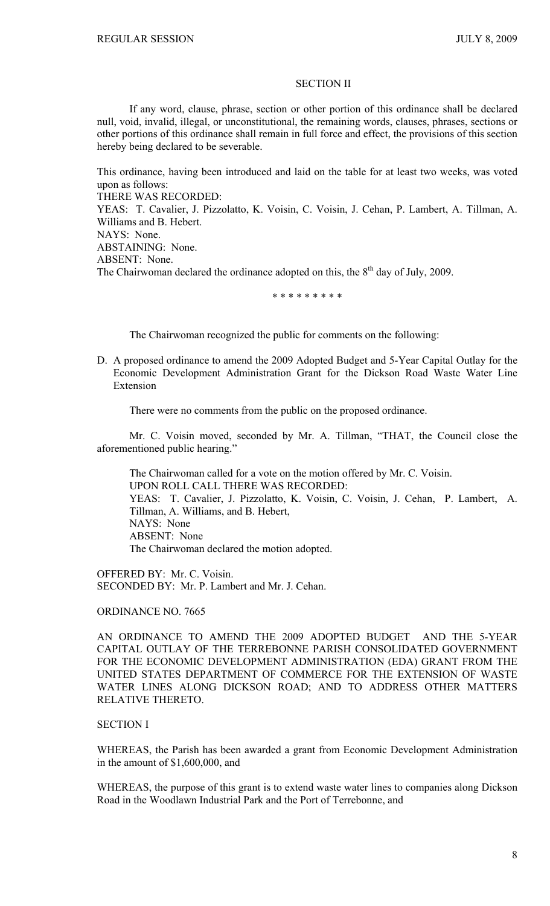SECTION II

If any word, clause, phrase, section or other portion of this ordinance shall be declared null, void, invalid, illegal, or unconstitutional, the remaining words, clauses, phrases, sections or other portions of this ordinance shall remain in full force and effect, the provisions of this section hereby being declared to be severable.

This ordinance, having been introduced and laid on the table for at least two weeks, was voted upon as follows:
THERE WAS RECORDED:
YEAS: T. Cavalier, J. Pizzolatto, K. Voisin, C. Voisin, J. Cehan, P. Lambert, A. Tillman, A. Williams and B. Hebert.
NAYS: None.
ABSTAINING: None.
ABSENT: None.
The Chairwoman declared the ordinance adopted on this, the 8th day of July, 2009.

* * * * * * * * *

The Chairwoman recognized the public for comments on the following:

D. A proposed ordinance to amend the 2009 Adopted Budget and 5-Year Capital Outlay for the Economic Development Administration Grant for the Dickson Road Waste Water Line Extension

There were no comments from the public on the proposed ordinance.

Mr. C. Voisin moved, seconded by Mr. A. Tillman, "THAT, the Council close the aforementioned public hearing."

The Chairwoman called for a vote on the motion offered by Mr. C. Voisin.
UPON ROLL CALL THERE WAS RECORDED:
YEAS: T. Cavalier, J. Pizzolatto, K. Voisin, C. Voisin, J. Cehan, P. Lambert, A. Tillman, A. Williams, and B. Hebert,
NAYS: None
ABSENT: None
The Chairwoman declared the motion adopted.

OFFERED BY: Mr. C. Voisin.
SECONDED BY: Mr. P. Lambert and Mr. J. Cehan.

ORDINANCE NO. 7665

AN ORDINANCE TO AMEND THE 2009 ADOPTED BUDGET AND THE 5-YEAR CAPITAL OUTLAY OF THE TERREBONNE PARISH CONSOLIDATED GOVERNMENT FOR THE ECONOMIC DEVELOPMENT ADMINISTRATION (EDA) GRANT FROM THE UNITED STATES DEPARTMENT OF COMMERCE FOR THE EXTENSION OF WASTE WATER LINES ALONG DICKSON ROAD; AND TO ADDRESS OTHER MATTERS RELATIVE THERETO.

SECTION I

WHEREAS, the Parish has been awarded a grant from Economic Development Administration in the amount of $1,600,000, and

WHEREAS, the purpose of this grant is to extend waste water lines to companies along Dickson Road in the Woodlawn Industrial Park and the Port of Terrebonne, and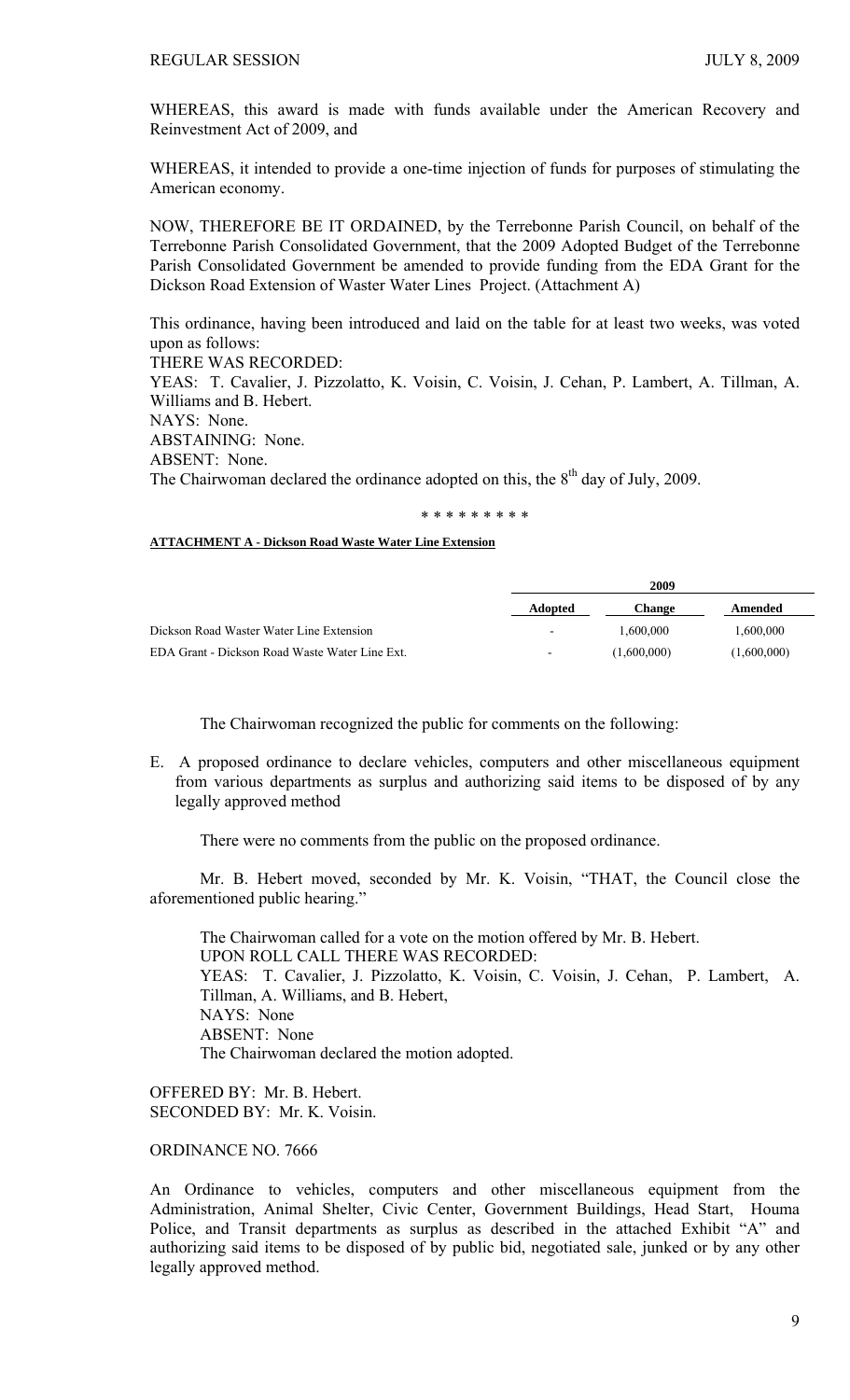WHEREAS, this award is made with funds available under the American Recovery and Reinvestment Act of 2009, and

WHEREAS, it intended to provide a one-time injection of funds for purposes of stimulating the American economy.

NOW, THEREFORE BE IT ORDAINED, by the Terrebonne Parish Council, on behalf of the Terrebonne Parish Consolidated Government, that the 2009 Adopted Budget of the Terrebonne Parish Consolidated Government be amended to provide funding from the EDA Grant for the Dickson Road Extension of Waster Water Lines Project. (Attachment A)

This ordinance, having been introduced and laid on the table for at least two weeks, was voted upon as follows:
THERE WAS RECORDED:
YEAS: T. Cavalier, J. Pizzolatto, K. Voisin, C. Voisin, J. Cehan, P. Lambert, A. Tillman, A. Williams and B. Hebert.
NAYS: None.
ABSTAINING: None.
ABSENT: None.
The Chairwoman declared the ordinance adopted on this, the 8th day of July, 2009.

\* \* \* \* \* \* \* \* \*

**ATTACHMENT A - Dickson Road Waste Water Line Extension**

| | 2009 | | |
|---|---|---|---|
| | **Adopted** | **Change** | **Amended** |
| Dickson Road Waster Water Line Extension | - | 1,600,000 | 1,600,000 |
| EDA Grant - Dickson Road Waste Water Line Ext. | - | (1,600,000) | (1,600,000) |

The Chairwoman recognized the public for comments on the following:

E. A proposed ordinance to declare vehicles, computers and other miscellaneous equipment from various departments as surplus and authorizing said items to be disposed of by any legally approved method

There were no comments from the public on the proposed ordinance.

Mr. B. Hebert moved, seconded by Mr. K. Voisin, "THAT, the Council close the aforementioned public hearing."

The Chairwoman called for a vote on the motion offered by Mr. B. Hebert.
UPON ROLL CALL THERE WAS RECORDED:
YEAS: T. Cavalier, J. Pizzolatto, K. Voisin, C. Voisin, J. Cehan, P. Lambert, A. Tillman, A. Williams, and B. Hebert,
NAYS: None
ABSENT: None
The Chairwoman declared the motion adopted.

OFFERED BY: Mr. B. Hebert.
SECONDED BY: Mr. K. Voisin.

ORDINANCE NO. 7666

An Ordinance to vehicles, computers and other miscellaneous equipment from the Administration, Animal Shelter, Civic Center, Government Buildings, Head Start, Houma Police, and Transit departments as surplus as described in the attached Exhibit "A" and authorizing said items to be disposed of by public bid, negotiated sale, junked or by any other legally approved method.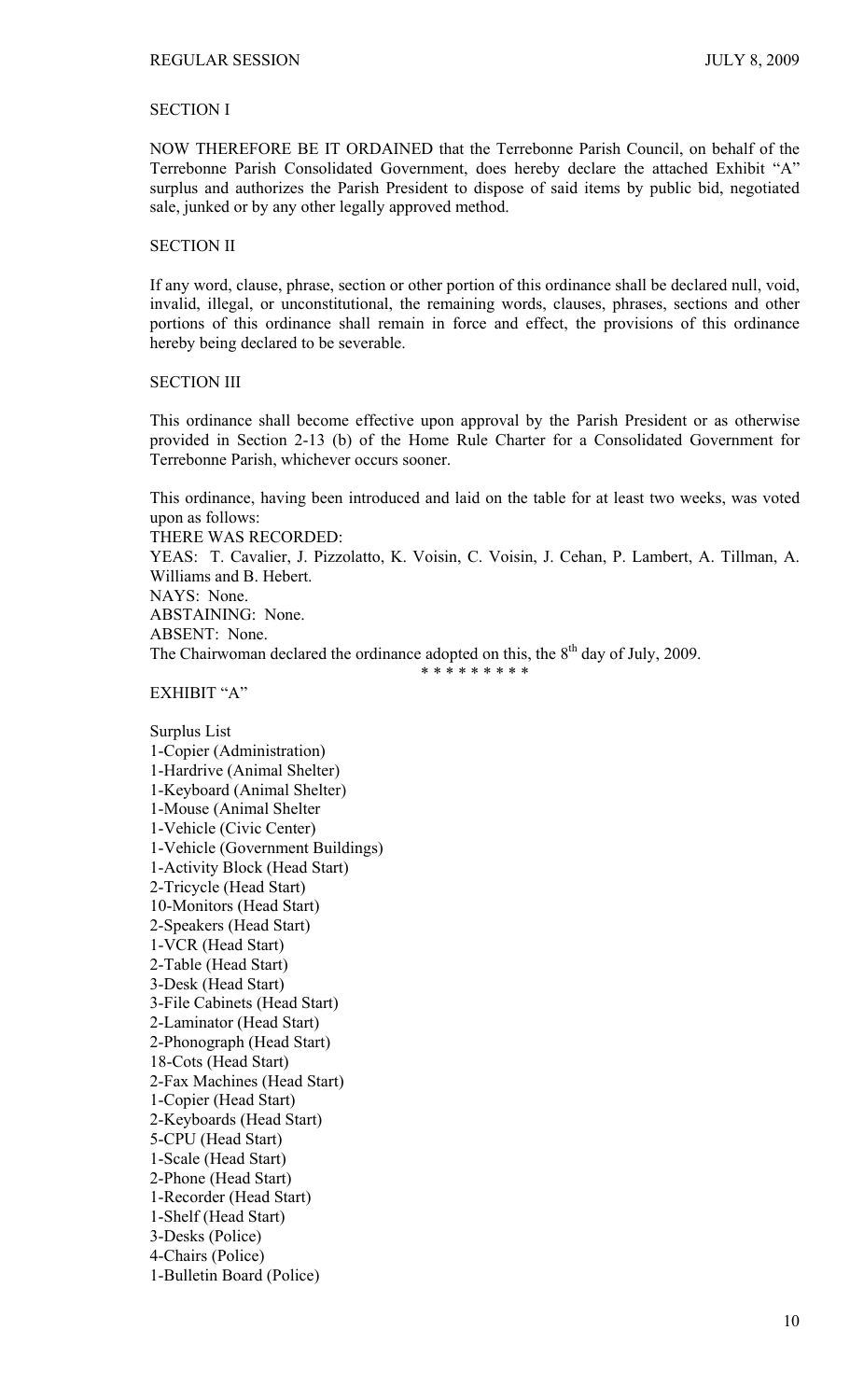SECTION I

NOW THEREFORE BE IT ORDAINED that the Terrebonne Parish Council, on behalf of the Terrebonne Parish Consolidated Government, does hereby declare the attached Exhibit "A" surplus and authorizes the Parish President to dispose of said items by public bid, negotiated sale, junked or by any other legally approved method.

SECTION II

If any word, clause, phrase, section or other portion of this ordinance shall be declared null, void, invalid, illegal, or unconstitutional, the remaining words, clauses, phrases, sections and other portions of this ordinance shall remain in force and effect, the provisions of this ordinance hereby being declared to be severable.

SECTION III

This ordinance shall become effective upon approval by the Parish President or as otherwise provided in Section 2-13 (b) of the Home Rule Charter for a Consolidated Government for Terrebonne Parish, whichever occurs sooner.

This ordinance, having been introduced and laid on the table for at least two weeks, was voted upon as follows:
THERE WAS RECORDED:
YEAS: T. Cavalier, J. Pizzolatto, K. Voisin, C. Voisin, J. Cehan, P. Lambert, A. Tillman, A. Williams and B. Hebert.
NAYS: None.
ABSTAINING: None.
ABSENT: None.
The Chairwoman declared the ordinance adopted on this, the 8th day of July, 2009.

\* \* \* \* \* \* \* \* \*

EXHIBIT "A"

Surplus List
1-Copier (Administration)
1-Hardrive (Animal Shelter)
1-Keyboard (Animal Shelter)
1-Mouse (Animal Shelter
1-Vehicle (Civic Center)
1-Vehicle (Government Buildings)
1-Activity Block (Head Start)
2-Tricycle (Head Start)
10-Monitors (Head Start)
2-Speakers (Head Start)
1-VCR (Head Start)
2-Table (Head Start)
3-Desk (Head Start)
3-File Cabinets (Head Start)
2-Laminator (Head Start)
2-Phonograph (Head Start)
18-Cots (Head Start)
2-Fax Machines (Head Start)
1-Copier (Head Start)
2-Keyboards (Head Start)
5-CPU (Head Start)
1-Scale (Head Start)
2-Phone (Head Start)
1-Recorder (Head Start)
1-Shelf (Head Start)
3-Desks (Police)
4-Chairs (Police)
1-Bulletin Board (Police)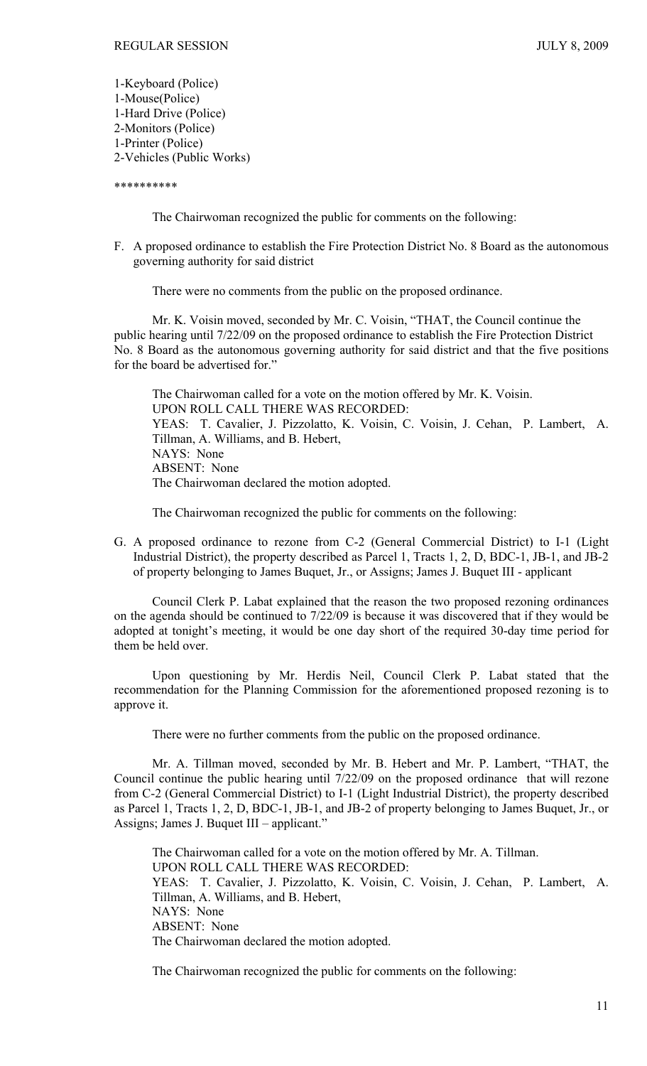1-Keyboard (Police)
1-Mouse(Police)
1-Hard Drive (Police)
2-Monitors (Police)
1-Printer (Police)
2-Vehicles (Public Works)

**********

The Chairwoman recognized the public for comments on the following:

F. A proposed ordinance to establish the Fire Protection District No. 8 Board as the autonomous governing authority for said district

There were no comments from the public on the proposed ordinance.

Mr. K. Voisin moved, seconded by Mr. C. Voisin, "THAT, the Council continue the public hearing until 7/22/09 on the proposed ordinance to establish the Fire Protection District No. 8 Board as the autonomous governing authority for said district and that the five positions for the board be advertised for."

The Chairwoman called for a vote on the motion offered by Mr. K. Voisin.
UPON ROLL CALL THERE WAS RECORDED:
YEAS: T. Cavalier, J. Pizzolatto, K. Voisin, C. Voisin, J. Cehan, P. Lambert, A. Tillman, A. Williams, and B. Hebert,
NAYS: None
ABSENT: None
The Chairwoman declared the motion adopted.

The Chairwoman recognized the public for comments on the following:

G. A proposed ordinance to rezone from C-2 (General Commercial District) to I-1 (Light Industrial District), the property described as Parcel 1, Tracts 1, 2, D, BDC-1, JB-1, and JB-2 of property belonging to James Buquet, Jr., or Assigns; James J. Buquet III - applicant

Council Clerk P. Labat explained that the reason the two proposed rezoning ordinances on the agenda should be continued to 7/22/09 is because it was discovered that if they would be adopted at tonight's meeting, it would be one day short of the required 30-day time period for them be held over.

Upon questioning by Mr. Herdis Neil, Council Clerk P. Labat stated that the recommendation for the Planning Commission for the aforementioned proposed rezoning is to approve it.

There were no further comments from the public on the proposed ordinance.

Mr. A. Tillman moved, seconded by Mr. B. Hebert and Mr. P. Lambert, "THAT, the Council continue the public hearing until 7/22/09 on the proposed ordinance that will rezone from C-2 (General Commercial District) to I-1 (Light Industrial District), the property described as Parcel 1, Tracts 1, 2, D, BDC-1, JB-1, and JB-2 of property belonging to James Buquet, Jr., or Assigns; James J. Buquet III – applicant."

The Chairwoman called for a vote on the motion offered by Mr. A. Tillman.
UPON ROLL CALL THERE WAS RECORDED:
YEAS: T. Cavalier, J. Pizzolatto, K. Voisin, C. Voisin, J. Cehan, P. Lambert, A. Tillman, A. Williams, and B. Hebert,
NAYS: None
ABSENT: None
The Chairwoman declared the motion adopted.

The Chairwoman recognized the public for comments on the following: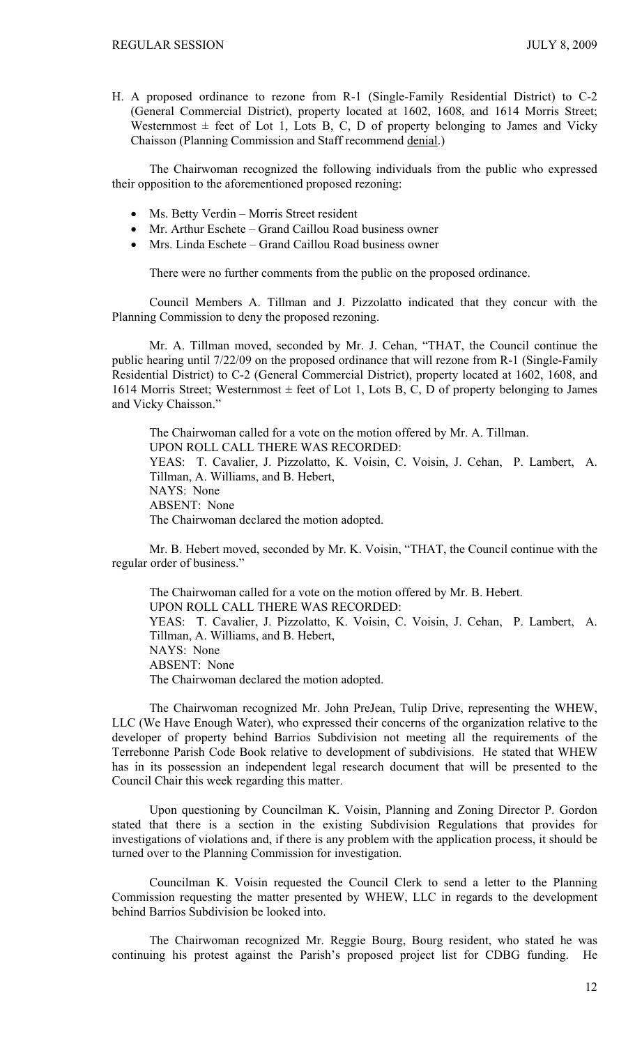H. A proposed ordinance to rezone from R-1 (Single-Family Residential District) to C-2 (General Commercial District), property located at 1602, 1608, and 1614 Morris Street; Westernmost ± feet of Lot 1, Lots B, C, D of property belonging to James and Vicky Chaisson (Planning Commission and Staff recommend denial.)

The Chairwoman recognized the following individuals from the public who expressed their opposition to the aforementioned proposed rezoning:

- Ms. Betty Verdin – Morris Street resident
- Mr. Arthur Eschete – Grand Caillou Road business owner
- Mrs. Linda Eschete – Grand Caillou Road business owner

There were no further comments from the public on the proposed ordinance.

Council Members A. Tillman and J. Pizzolatto indicated that they concur with the Planning Commission to deny the proposed rezoning.

Mr. A. Tillman moved, seconded by Mr. J. Cehan, "THAT, the Council continue the public hearing until 7/22/09 on the proposed ordinance that will rezone from R-1 (Single-Family Residential District) to C-2 (General Commercial District), property located at 1602, 1608, and 1614 Morris Street; Westernmost ± feet of Lot 1, Lots B, C, D of property belonging to James and Vicky Chaisson."

The Chairwoman called for a vote on the motion offered by Mr. A. Tillman.
UPON ROLL CALL THERE WAS RECORDED:
YEAS: T. Cavalier, J. Pizzolatto, K. Voisin, C. Voisin, J. Cehan, P. Lambert, A. Tillman, A. Williams, and B. Hebert,
NAYS: None
ABSENT: None
The Chairwoman declared the motion adopted.

Mr. B. Hebert moved, seconded by Mr. K. Voisin, "THAT, the Council continue with the regular order of business."

The Chairwoman called for a vote on the motion offered by Mr. B. Hebert.
UPON ROLL CALL THERE WAS RECORDED:
YEAS: T. Cavalier, J. Pizzolatto, K. Voisin, C. Voisin, J. Cehan, P. Lambert, A. Tillman, A. Williams, and B. Hebert,
NAYS: None
ABSENT: None
The Chairwoman declared the motion adopted.

The Chairwoman recognized Mr. John PreJean, Tulip Drive, representing the WHEW, LLC (We Have Enough Water), who expressed their concerns of the organization relative to the developer of property behind Barrios Subdivision not meeting all the requirements of the Terrebonne Parish Code Book relative to development of subdivisions. He stated that WHEW has in its possession an independent legal research document that will be presented to the Council Chair this week regarding this matter.

Upon questioning by Councilman K. Voisin, Planning and Zoning Director P. Gordon stated that there is a section in the existing Subdivision Regulations that provides for investigations of violations and, if there is any problem with the application process, it should be turned over to the Planning Commission for investigation.

Councilman K. Voisin requested the Council Clerk to send a letter to the Planning Commission requesting the matter presented by WHEW, LLC in regards to the development behind Barrios Subdivision be looked into.

The Chairwoman recognized Mr. Reggie Bourg, Bourg resident, who stated he was continuing his protest against the Parish's proposed project list for CDBG funding. He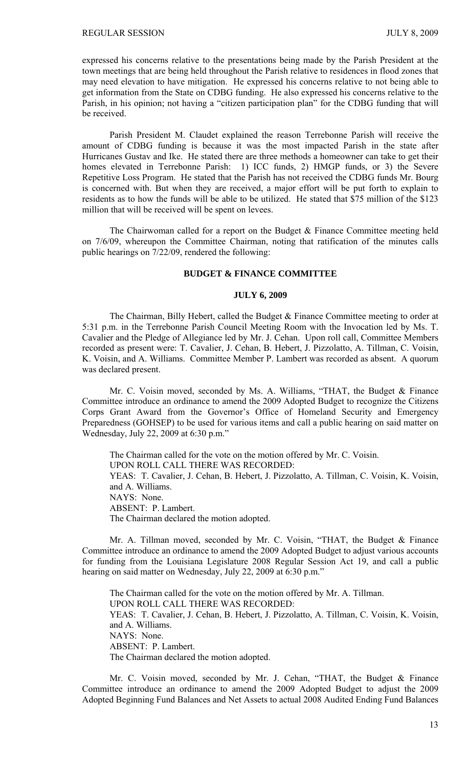expressed his concerns relative to the presentations being made by the Parish President at the town meetings that are being held throughout the Parish relative to residences in flood zones that may need elevation to have mitigation. He expressed his concerns relative to not being able to get information from the State on CDBG funding. He also expressed his concerns relative to the Parish, in his opinion; not having a "citizen participation plan" for the CDBG funding that will be received.

Parish President M. Claudet explained the reason Terrebonne Parish will receive the amount of CDBG funding is because it was the most impacted Parish in the state after Hurricanes Gustav and Ike. He stated there are three methods a homeowner can take to get their homes elevated in Terrebonne Parish: 1) ICC funds, 2) HMGP funds, or 3) the Severe Repetitive Loss Program. He stated that the Parish has not received the CDBG funds Mr. Bourg is concerned with. But when they are received, a major effort will be put forth to explain to residents as to how the funds will be able to be utilized. He stated that $75 million of the $123 million that will be received will be spent on levees.

The Chairwoman called for a report on the Budget & Finance Committee meeting held on 7/6/09, whereupon the Committee Chairman, noting that ratification of the minutes calls public hearings on 7/22/09, rendered the following:

## BUDGET & FINANCE COMMITTEE

### JULY 6, 2009

The Chairman, Billy Hebert, called the Budget & Finance Committee meeting to order at 5:31 p.m. in the Terrebonne Parish Council Meeting Room with the Invocation led by Ms. T. Cavalier and the Pledge of Allegiance led by Mr. J. Cehan. Upon roll call, Committee Members recorded as present were: T. Cavalier, J. Cehan, B. Hebert, J. Pizzolatto, A. Tillman, C. Voisin, K. Voisin, and A. Williams. Committee Member P. Lambert was recorded as absent. A quorum was declared present.

Mr. C. Voisin moved, seconded by Ms. A. Williams, "THAT, the Budget & Finance Committee introduce an ordinance to amend the 2009 Adopted Budget to recognize the Citizens Corps Grant Award from the Governor's Office of Homeland Security and Emergency Preparedness (GOHSEP) to be used for various items and call a public hearing on said matter on Wednesday, July 22, 2009 at 6:30 p.m."

The Chairman called for the vote on the motion offered by Mr. C. Voisin.
UPON ROLL CALL THERE WAS RECORDED:
YEAS: T. Cavalier, J. Cehan, B. Hebert, J. Pizzolatto, A. Tillman, C. Voisin, K. Voisin, and A. Williams.
NAYS: None.
ABSENT: P. Lambert.
The Chairman declared the motion adopted.

Mr. A. Tillman moved, seconded by Mr. C. Voisin, "THAT, the Budget & Finance Committee introduce an ordinance to amend the 2009 Adopted Budget to adjust various accounts for funding from the Louisiana Legislature 2008 Regular Session Act 19, and call a public hearing on said matter on Wednesday, July 22, 2009 at 6:30 p.m."

The Chairman called for the vote on the motion offered by Mr. A. Tillman.
UPON ROLL CALL THERE WAS RECORDED:
YEAS: T. Cavalier, J. Cehan, B. Hebert, J. Pizzolatto, A. Tillman, C. Voisin, K. Voisin, and A. Williams.
NAYS: None.
ABSENT: P. Lambert.
The Chairman declared the motion adopted.

Mr. C. Voisin moved, seconded by Mr. J. Cehan, "THAT, the Budget & Finance Committee introduce an ordinance to amend the 2009 Adopted Budget to adjust the 2009 Adopted Beginning Fund Balances and Net Assets to actual 2008 Audited Ending Fund Balances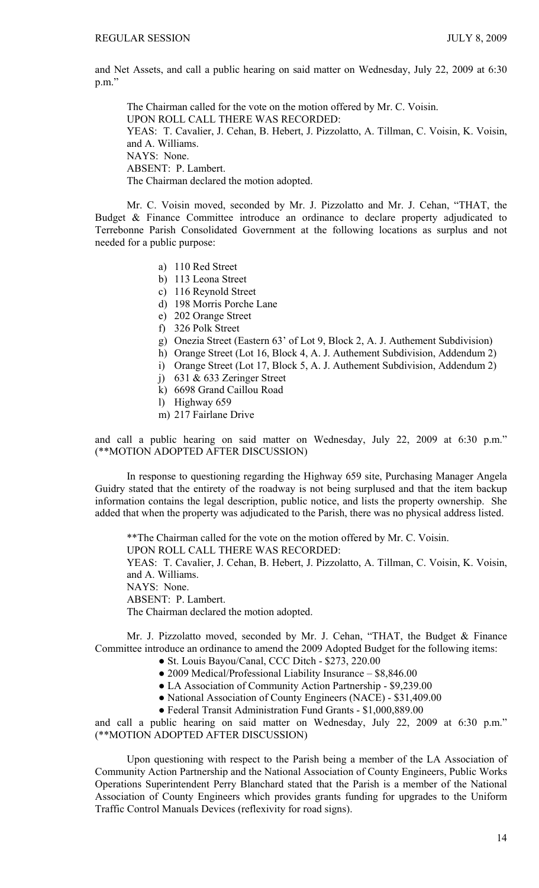and Net Assets, and call a public hearing on said matter on Wednesday, July 22, 2009 at 6:30 p.m."

The Chairman called for the vote on the motion offered by Mr. C. Voisin.
UPON ROLL CALL THERE WAS RECORDED:
YEAS: T. Cavalier, J. Cehan, B. Hebert, J. Pizzolatto, A. Tillman, C. Voisin, K. Voisin, and A. Williams.
NAYS: None.
ABSENT: P. Lambert.
The Chairman declared the motion adopted.

Mr. C. Voisin moved, seconded by Mr. J. Pizzolatto and Mr. J. Cehan, "THAT, the Budget & Finance Committee introduce an ordinance to declare property adjudicated to Terrebonne Parish Consolidated Government at the following locations as surplus and not needed for a public purpose:

a) 110 Red Street
b) 113 Leona Street
c) 116 Reynold Street
d) 198 Morris Porche Lane
e) 202 Orange Street
f) 326 Polk Street
g) Onezia Street (Eastern 63' of Lot 9, Block 2, A. J. Authement Subdivision)
h) Orange Street (Lot 16, Block 4, A. J. Authement Subdivision, Addendum 2)
i) Orange Street (Lot 17, Block 5, A. J. Authement Subdivision, Addendum 2)
j) 631 & 633 Zeringer Street
k) 6698 Grand Caillou Road
l) Highway 659
m) 217 Fairlane Drive

and call a public hearing on said matter on Wednesday, July 22, 2009 at 6:30 p.m." (**MOTION ADOPTED AFTER DISCUSSION)

In response to questioning regarding the Highway 659 site, Purchasing Manager Angela Guidry stated that the entirety of the roadway is not being surplused and that the item backup information contains the legal description, public notice, and lists the property ownership. She added that when the property was adjudicated to the Parish, there was no physical address listed.

**The Chairman called for the vote on the motion offered by Mr. C. Voisin.
UPON ROLL CALL THERE WAS RECORDED:
YEAS: T. Cavalier, J. Cehan, B. Hebert, J. Pizzolatto, A. Tillman, C. Voisin, K. Voisin, and A. Williams.
NAYS: None.
ABSENT: P. Lambert.
The Chairman declared the motion adopted.

Mr. J. Pizzolatto moved, seconded by Mr. J. Cehan, "THAT, the Budget & Finance Committee introduce an ordinance to amend the 2009 Adopted Budget for the following items:

- St. Louis Bayou/Canal, CCC Ditch - $273, 220.00
- 2009 Medical/Professional Liability Insurance – $8,846.00
- LA Association of Community Action Partnership - $9,239.00
- National Association of County Engineers (NACE) - $31,409.00
- Federal Transit Administration Fund Grants - $1,000,889.00

and call a public hearing on said matter on Wednesday, July 22, 2009 at 6:30 p.m." (**MOTION ADOPTED AFTER DISCUSSION)

Upon questioning with respect to the Parish being a member of the LA Association of Community Action Partnership and the National Association of County Engineers, Public Works Operations Superintendent Perry Blanchard stated that the Parish is a member of the National Association of County Engineers which provides grants funding for upgrades to the Uniform Traffic Control Manuals Devices (reflexivity for road signs).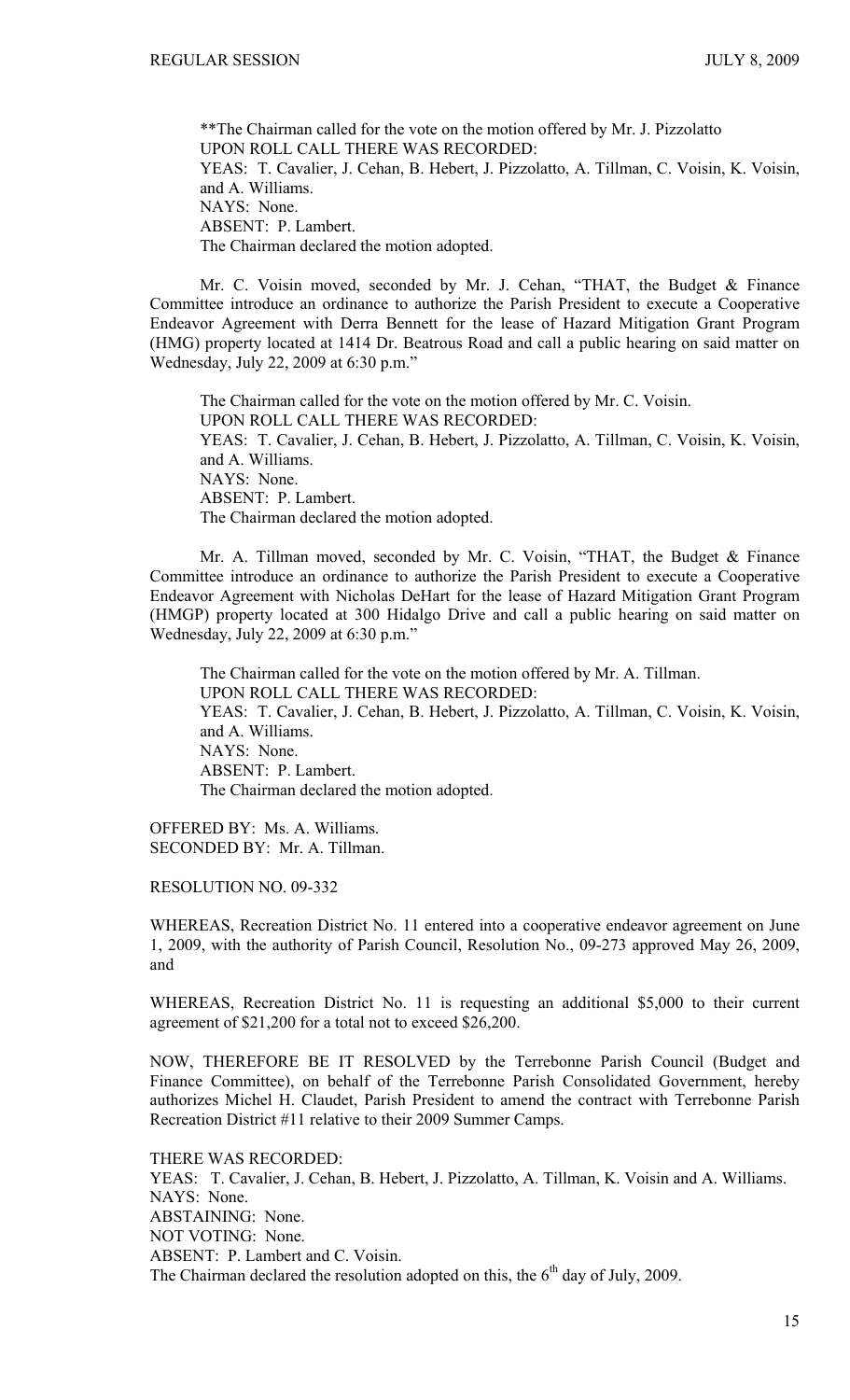**The Chairman called for the vote on the motion offered by Mr. J. Pizzolatto
UPON ROLL CALL THERE WAS RECORDED:
YEAS: T. Cavalier, J. Cehan, B. Hebert, J. Pizzolatto, A. Tillman, C. Voisin, K. Voisin, and A. Williams.
NAYS: None.
ABSENT: P. Lambert.
The Chairman declared the motion adopted.

Mr. C. Voisin moved, seconded by Mr. J. Cehan, "THAT, the Budget & Finance Committee introduce an ordinance to authorize the Parish President to execute a Cooperative Endeavor Agreement with Derra Bennett for the lease of Hazard Mitigation Grant Program (HMG) property located at 1414 Dr. Beatrous Road and call a public hearing on said matter on Wednesday, July 22, 2009 at 6:30 p.m."

The Chairman called for the vote on the motion offered by Mr. C. Voisin.
UPON ROLL CALL THERE WAS RECORDED:
YEAS: T. Cavalier, J. Cehan, B. Hebert, J. Pizzolatto, A. Tillman, C. Voisin, K. Voisin, and A. Williams.
NAYS: None.
ABSENT: P. Lambert.
The Chairman declared the motion adopted.

Mr. A. Tillman moved, seconded by Mr. C. Voisin, "THAT, the Budget & Finance Committee introduce an ordinance to authorize the Parish President to execute a Cooperative Endeavor Agreement with Nicholas DeHart for the lease of Hazard Mitigation Grant Program (HMGP) property located at 300 Hidalgo Drive and call a public hearing on said matter on Wednesday, July 22, 2009 at 6:30 p.m."

The Chairman called for the vote on the motion offered by Mr. A. Tillman.
UPON ROLL CALL THERE WAS RECORDED:
YEAS: T. Cavalier, J. Cehan, B. Hebert, J. Pizzolatto, A. Tillman, C. Voisin, K. Voisin, and A. Williams.
NAYS: None.
ABSENT: P. Lambert.
The Chairman declared the motion adopted.

OFFERED BY: Ms. A. Williams.
SECONDED BY: Mr. A. Tillman.

RESOLUTION NO. 09-332

WHEREAS, Recreation District No. 11 entered into a cooperative endeavor agreement on June 1, 2009, with the authority of Parish Council, Resolution No., 09-273 approved May 26, 2009, and

WHEREAS, Recreation District No. 11 is requesting an additional $5,000 to their current agreement of $21,200 for a total not to exceed $26,200.

NOW, THEREFORE BE IT RESOLVED by the Terrebonne Parish Council (Budget and Finance Committee), on behalf of the Terrebonne Parish Consolidated Government, hereby authorizes Michel H. Claudet, Parish President to amend the contract with Terrebonne Parish Recreation District #11 relative to their 2009 Summer Camps.

THERE WAS RECORDED:
YEAS: T. Cavalier, J. Cehan, B. Hebert, J. Pizzolatto, A. Tillman, K. Voisin and A. Williams.
NAYS: None.
ABSTAINING: None.
NOT VOTING: None.
ABSENT: P. Lambert and C. Voisin.
The Chairman declared the resolution adopted on this, the 6th day of July, 2009.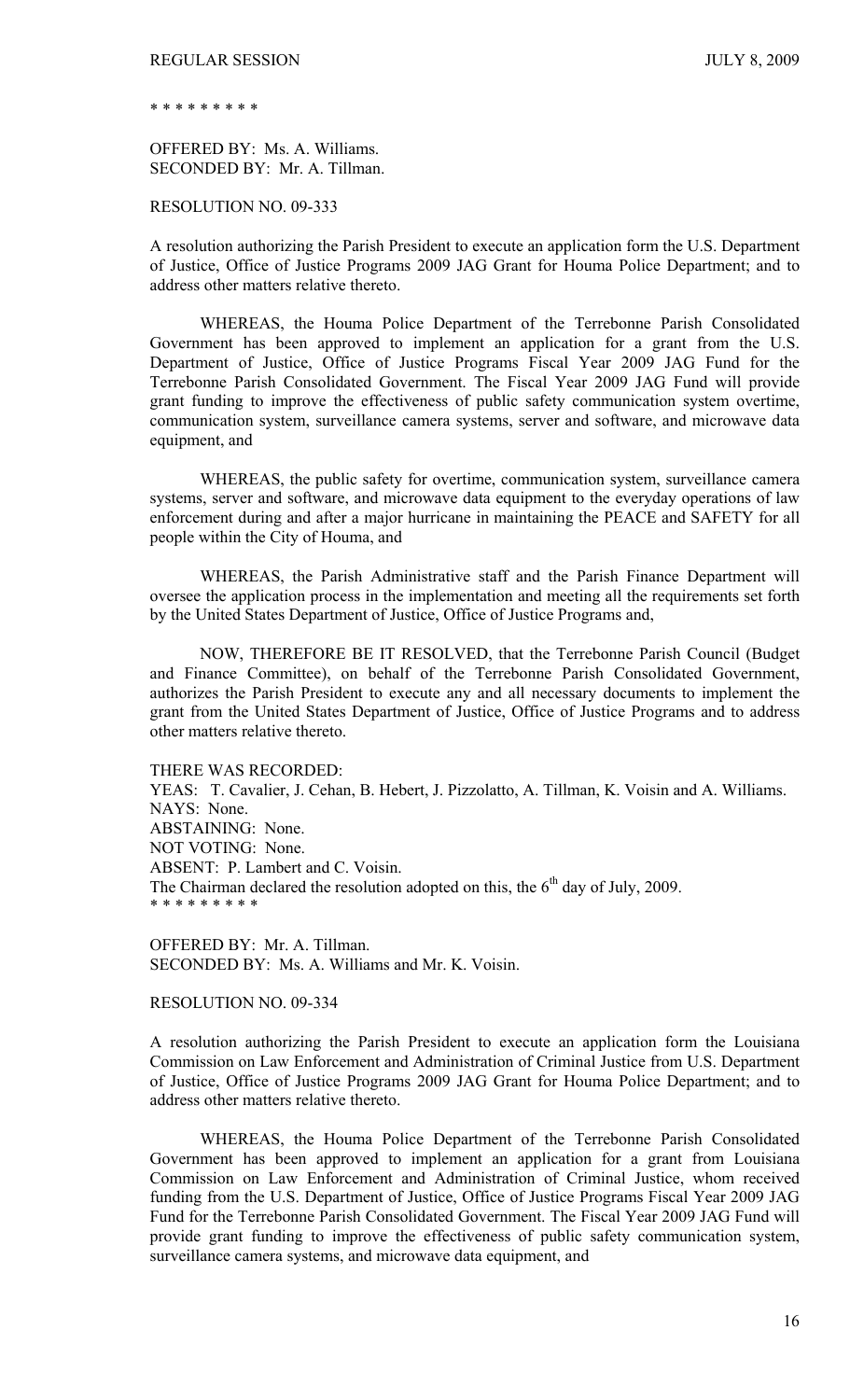\* \* \* \* \* \* \* \* \*

OFFERED BY: Ms. A. Williams.
SECONDED BY: Mr. A. Tillman.

RESOLUTION NO. 09-333

A resolution authorizing the Parish President to execute an application form the U.S. Department of Justice, Office of Justice Programs 2009 JAG Grant for Houma Police Department; and to address other matters relative thereto.

WHEREAS, the Houma Police Department of the Terrebonne Parish Consolidated Government has been approved to implement an application for a grant from the U.S. Department of Justice, Office of Justice Programs Fiscal Year 2009 JAG Fund for the Terrebonne Parish Consolidated Government. The Fiscal Year 2009 JAG Fund will provide grant funding to improve the effectiveness of public safety communication system overtime, communication system, surveillance camera systems, server and software, and microwave data equipment, and

WHEREAS, the public safety for overtime, communication system, surveillance camera systems, server and software, and microwave data equipment to the everyday operations of law enforcement during and after a major hurricane in maintaining the PEACE and SAFETY for all people within the City of Houma, and

WHEREAS, the Parish Administrative staff and the Parish Finance Department will oversee the application process in the implementation and meeting all the requirements set forth by the United States Department of Justice, Office of Justice Programs and,

NOW, THEREFORE BE IT RESOLVED, that the Terrebonne Parish Council (Budget and Finance Committee), on behalf of the Terrebonne Parish Consolidated Government, authorizes the Parish President to execute any and all necessary documents to implement the grant from the United States Department of Justice, Office of Justice Programs and to address other matters relative thereto.

THERE WAS RECORDED:
YEAS: T. Cavalier, J. Cehan, B. Hebert, J. Pizzolatto, A. Tillman, K. Voisin and A. Williams.
NAYS: None.
ABSTAINING: None.
NOT VOTING: None.
ABSENT: P. Lambert and C. Voisin.
The Chairman declared the resolution adopted on this, the 6th day of July, 2009.
\* \* \* \* \* \* \* \* \*

OFFERED BY: Mr. A. Tillman.
SECONDED BY: Ms. A. Williams and Mr. K. Voisin.

RESOLUTION NO. 09-334

A resolution authorizing the Parish President to execute an application form the Louisiana Commission on Law Enforcement and Administration of Criminal Justice from U.S. Department of Justice, Office of Justice Programs 2009 JAG Grant for Houma Police Department; and to address other matters relative thereto.

WHEREAS, the Houma Police Department of the Terrebonne Parish Consolidated Government has been approved to implement an application for a grant from Louisiana Commission on Law Enforcement and Administration of Criminal Justice, whom received funding from the U.S. Department of Justice, Office of Justice Programs Fiscal Year 2009 JAG Fund for the Terrebonne Parish Consolidated Government. The Fiscal Year 2009 JAG Fund will provide grant funding to improve the effectiveness of public safety communication system, surveillance camera systems, and microwave data equipment, and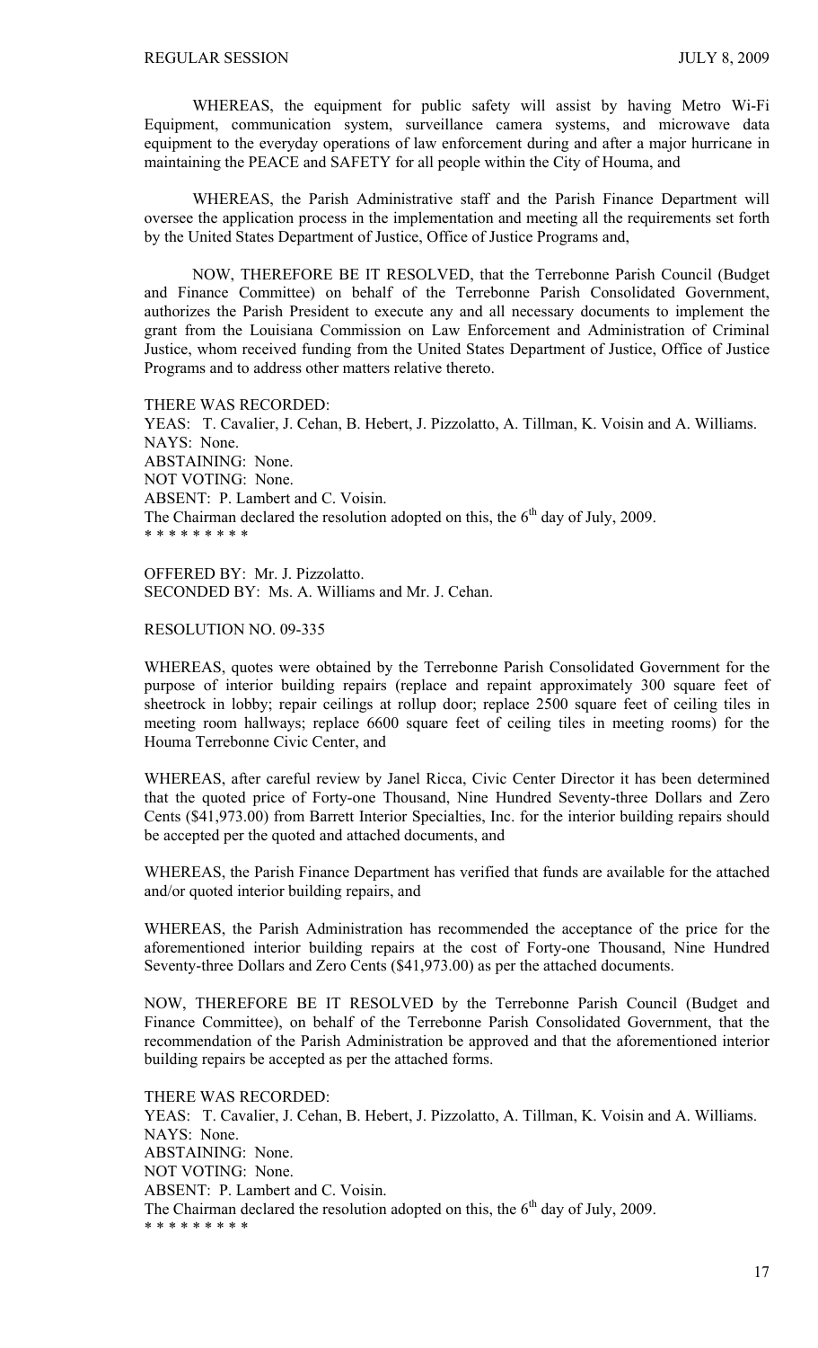WHEREAS, the equipment for public safety will assist by having Metro Wi-Fi Equipment, communication system, surveillance camera systems, and microwave data equipment to the everyday operations of law enforcement during and after a major hurricane in maintaining the PEACE and SAFETY for all people within the City of Houma, and

WHEREAS, the Parish Administrative staff and the Parish Finance Department will oversee the application process in the implementation and meeting all the requirements set forth by the United States Department of Justice, Office of Justice Programs and,

NOW, THEREFORE BE IT RESOLVED, that the Terrebonne Parish Council (Budget and Finance Committee) on behalf of the Terrebonne Parish Consolidated Government, authorizes the Parish President to execute any and all necessary documents to implement the grant from the Louisiana Commission on Law Enforcement and Administration of Criminal Justice, whom received funding from the United States Department of Justice, Office of Justice Programs and to address other matters relative thereto.

THERE WAS RECORDED:
YEAS: T. Cavalier, J. Cehan, B. Hebert, J. Pizzolatto, A. Tillman, K. Voisin and A. Williams.
NAYS: None.
ABSTAINING: None.
NOT VOTING: None.
ABSENT: P. Lambert and C. Voisin.
The Chairman declared the resolution adopted on this, the 6th day of July, 2009.
* * * * * * * * *

OFFERED BY: Mr. J. Pizzolatto.
SECONDED BY: Ms. A. Williams and Mr. J. Cehan.

RESOLUTION NO. 09-335

WHEREAS, quotes were obtained by the Terrebonne Parish Consolidated Government for the purpose of interior building repairs (replace and repaint approximately 300 square feet of sheetrock in lobby; repair ceilings at rollup door; replace 2500 square feet of ceiling tiles in meeting room hallways; replace 6600 square feet of ceiling tiles in meeting rooms) for the Houma Terrebonne Civic Center, and

WHEREAS, after careful review by Janel Ricca, Civic Center Director it has been determined that the quoted price of Forty-one Thousand, Nine Hundred Seventy-three Dollars and Zero Cents ($41,973.00) from Barrett Interior Specialties, Inc. for the interior building repairs should be accepted per the quoted and attached documents, and

WHEREAS, the Parish Finance Department has verified that funds are available for the attached and/or quoted interior building repairs, and

WHEREAS, the Parish Administration has recommended the acceptance of the price for the aforementioned interior building repairs at the cost of Forty-one Thousand, Nine Hundred Seventy-three Dollars and Zero Cents ($41,973.00) as per the attached documents.

NOW, THEREFORE BE IT RESOLVED by the Terrebonne Parish Council (Budget and Finance Committee), on behalf of the Terrebonne Parish Consolidated Government, that the recommendation of the Parish Administration be approved and that the aforementioned interior building repairs be accepted as per the attached forms.

THERE WAS RECORDED:
YEAS: T. Cavalier, J. Cehan, B. Hebert, J. Pizzolatto, A. Tillman, K. Voisin and A. Williams.
NAYS: None.
ABSTAINING: None.
NOT VOTING: None.
ABSENT: P. Lambert and C. Voisin.
The Chairman declared the resolution adopted on this, the 6th day of July, 2009.
* * * * * * * * *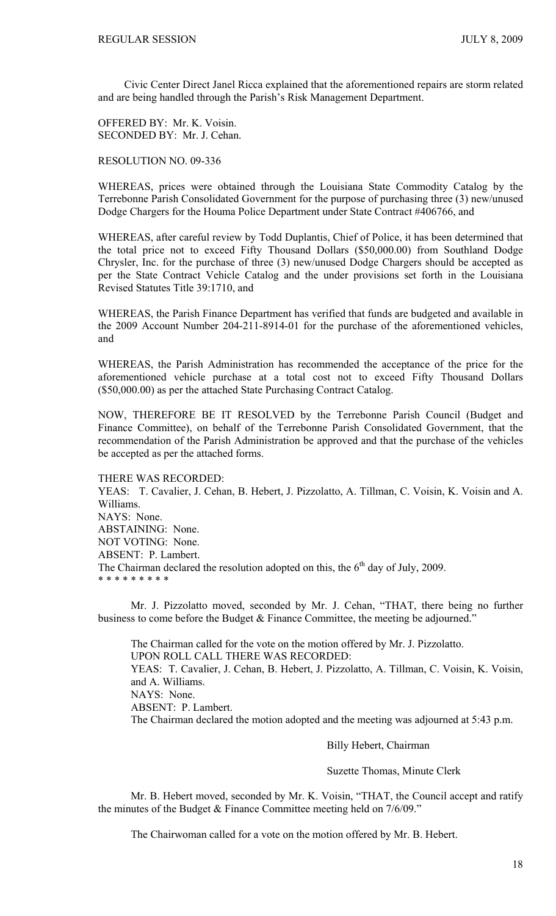Civic Center Direct Janel Ricca explained that the aforementioned repairs are storm related and are being handled through the Parish's Risk Management Department.

OFFERED BY: Mr. K. Voisin.
SECONDED BY: Mr. J. Cehan.

RESOLUTION NO. 09-336

WHEREAS, prices were obtained through the Louisiana State Commodity Catalog by the Terrebonne Parish Consolidated Government for the purpose of purchasing three (3) new/unused Dodge Chargers for the Houma Police Department under State Contract #406766, and

WHEREAS, after careful review by Todd Duplantis, Chief of Police, it has been determined that the total price not to exceed Fifty Thousand Dollars ($50,000.00) from Southland Dodge Chrysler, Inc. for the purchase of three (3) new/unused Dodge Chargers should be accepted as per the State Contract Vehicle Catalog and the under provisions set forth in the Louisiana Revised Statutes Title 39:1710, and

WHEREAS, the Parish Finance Department has verified that funds are budgeted and available in the 2009 Account Number 204-211-8914-01 for the purchase of the aforementioned vehicles, and

WHEREAS, the Parish Administration has recommended the acceptance of the price for the aforementioned vehicle purchase at a total cost not to exceed Fifty Thousand Dollars ($50,000.00) as per the attached State Purchasing Contract Catalog.

NOW, THEREFORE BE IT RESOLVED by the Terrebonne Parish Council (Budget and Finance Committee), on behalf of the Terrebonne Parish Consolidated Government, that the recommendation of the Parish Administration be approved and that the purchase of the vehicles be accepted as per the attached forms.

THERE WAS RECORDED:
YEAS: T. Cavalier, J. Cehan, B. Hebert, J. Pizzolatto, A. Tillman, C. Voisin, K. Voisin and A. Williams.
NAYS: None.
ABSTAINING: None.
NOT VOTING: None.
ABSENT: P. Lambert.
The Chairman declared the resolution adopted on this, the 6th day of July, 2009.
* * * * * * * * *

Mr. J. Pizzolatto moved, seconded by Mr. J. Cehan, "THAT, there being no further business to come before the Budget & Finance Committee, the meeting be adjourned."

The Chairman called for the vote on the motion offered by Mr. J. Pizzolatto.
UPON ROLL CALL THERE WAS RECORDED:
YEAS: T. Cavalier, J. Cehan, B. Hebert, J. Pizzolatto, A. Tillman, C. Voisin, K. Voisin, and A. Williams.
NAYS: None.
ABSENT: P. Lambert.
The Chairman declared the motion adopted and the meeting was adjourned at 5:43 p.m.

Billy Hebert, Chairman

Suzette Thomas, Minute Clerk

Mr. B. Hebert moved, seconded by Mr. K. Voisin, "THAT, the Council accept and ratify the minutes of the Budget & Finance Committee meeting held on 7/6/09."

The Chairwoman called for a vote on the motion offered by Mr. B. Hebert.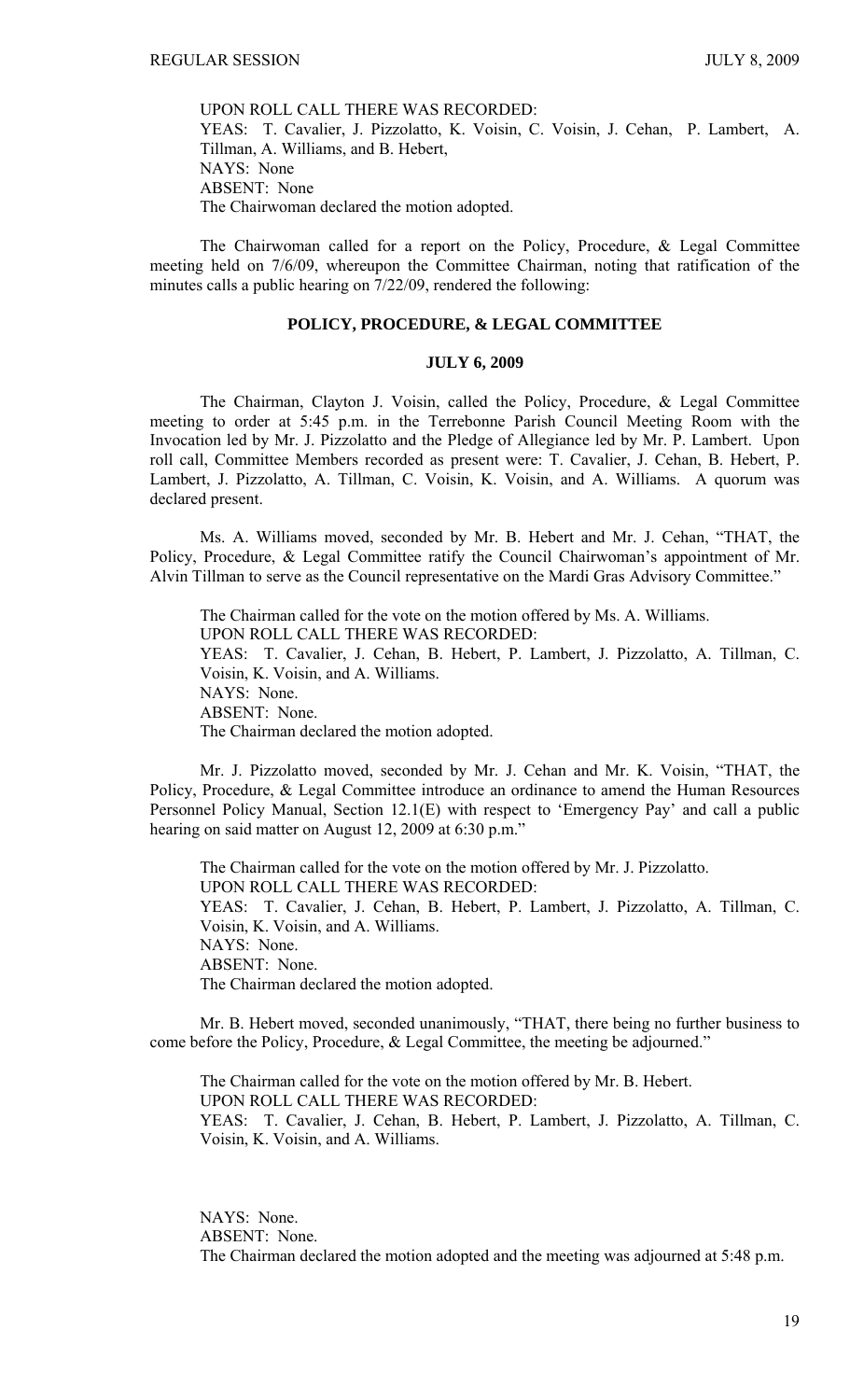UPON ROLL CALL THERE WAS RECORDED:
YEAS: T. Cavalier, J. Pizzolatto, K. Voisin, C. Voisin, J. Cehan, P. Lambert, A. Tillman, A. Williams, and B. Hebert,
NAYS: None
ABSENT: None
The Chairwoman declared the motion adopted.

The Chairwoman called for a report on the Policy, Procedure, & Legal Committee meeting held on 7/6/09, whereupon the Committee Chairman, noting that ratification of the minutes calls a public hearing on 7/22/09, rendered the following:

## POLICY, PROCEDURE, & LEGAL COMMITTEE

### JULY 6, 2009

The Chairman, Clayton J. Voisin, called the Policy, Procedure, & Legal Committee meeting to order at 5:45 p.m. in the Terrebonne Parish Council Meeting Room with the Invocation led by Mr. J. Pizzolatto and the Pledge of Allegiance led by Mr. P. Lambert. Upon roll call, Committee Members recorded as present were: T. Cavalier, J. Cehan, B. Hebert, P. Lambert, J. Pizzolatto, A. Tillman, C. Voisin, K. Voisin, and A. Williams. A quorum was declared present.

Ms. A. Williams moved, seconded by Mr. B. Hebert and Mr. J. Cehan, "THAT, the Policy, Procedure, & Legal Committee ratify the Council Chairwoman's appointment of Mr. Alvin Tillman to serve as the Council representative on the Mardi Gras Advisory Committee."

The Chairman called for the vote on the motion offered by Ms. A. Williams.
UPON ROLL CALL THERE WAS RECORDED:
YEAS: T. Cavalier, J. Cehan, B. Hebert, P. Lambert, J. Pizzolatto, A. Tillman, C. Voisin, K. Voisin, and A. Williams.
NAYS: None.
ABSENT: None.
The Chairman declared the motion adopted.

Mr. J. Pizzolatto moved, seconded by Mr. J. Cehan and Mr. K. Voisin, "THAT, the Policy, Procedure, & Legal Committee introduce an ordinance to amend the Human Resources Personnel Policy Manual, Section 12.1(E) with respect to 'Emergency Pay' and call a public hearing on said matter on August 12, 2009 at 6:30 p.m."

The Chairman called for the vote on the motion offered by Mr. J. Pizzolatto.
UPON ROLL CALL THERE WAS RECORDED:
YEAS: T. Cavalier, J. Cehan, B. Hebert, P. Lambert, J. Pizzolatto, A. Tillman, C. Voisin, K. Voisin, and A. Williams.
NAYS: None.
ABSENT: None.
The Chairman declared the motion adopted.

Mr. B. Hebert moved, seconded unanimously, "THAT, there being no further business to come before the Policy, Procedure, & Legal Committee, the meeting be adjourned."

The Chairman called for the vote on the motion offered by Mr. B. Hebert.
UPON ROLL CALL THERE WAS RECORDED:
YEAS: T. Cavalier, J. Cehan, B. Hebert, P. Lambert, J. Pizzolatto, A. Tillman, C. Voisin, K. Voisin, and A. Williams.

NAYS: None.
ABSENT: None.
The Chairman declared the motion adopted and the meeting was adjourned at 5:48 p.m.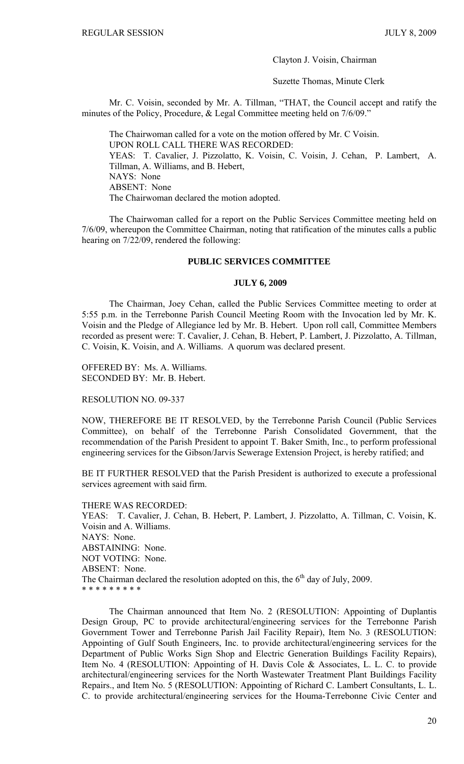Clayton J. Voisin, Chairman

Suzette Thomas, Minute Clerk

Mr. C. Voisin, seconded by Mr. A. Tillman, "THAT, the Council accept and ratify the minutes of the Policy, Procedure, & Legal Committee meeting held on 7/6/09."

The Chairwoman called for a vote on the motion offered by Mr. C Voisin.
UPON ROLL CALL THERE WAS RECORDED:
YEAS: T. Cavalier, J. Pizzolatto, K. Voisin, C. Voisin, J. Cehan, P. Lambert, A. Tillman, A. Williams, and B. Hebert,
NAYS: None
ABSENT: None
The Chairwoman declared the motion adopted.

The Chairwoman called for a report on the Public Services Committee meeting held on 7/6/09, whereupon the Committee Chairman, noting that ratification of the minutes calls a public hearing on 7/22/09, rendered the following:

## PUBLIC SERVICES COMMITTEE

### JULY 6, 2009

The Chairman, Joey Cehan, called the Public Services Committee meeting to order at 5:55 p.m. in the Terrebonne Parish Council Meeting Room with the Invocation led by Mr. K. Voisin and the Pledge of Allegiance led by Mr. B. Hebert. Upon roll call, Committee Members recorded as present were: T. Cavalier, J. Cehan, B. Hebert, P. Lambert, J. Pizzolatto, A. Tillman, C. Voisin, K. Voisin, and A. Williams. A quorum was declared present.

OFFERED BY: Ms. A. Williams.
SECONDED BY: Mr. B. Hebert.

RESOLUTION NO. 09-337

NOW, THEREFORE BE IT RESOLVED, by the Terrebonne Parish Council (Public Services Committee), on behalf of the Terrebonne Parish Consolidated Government, that the recommendation of the Parish President to appoint T. Baker Smith, Inc., to perform professional engineering services for the Gibson/Jarvis Sewerage Extension Project, is hereby ratified; and

BE IT FURTHER RESOLVED that the Parish President is authorized to execute a professional services agreement with said firm.

THERE WAS RECORDED:
YEAS: T. Cavalier, J. Cehan, B. Hebert, P. Lambert, J. Pizzolatto, A. Tillman, C. Voisin, K. Voisin and A. Williams.
NAYS: None.
ABSTAINING: None.
NOT VOTING: None.
ABSENT: None.
The Chairman declared the resolution adopted on this, the 6th day of July, 2009.
* * * * * * * * *

The Chairman announced that Item No. 2 (RESOLUTION: Appointing of Duplantis Design Group, PC to provide architectural/engineering services for the Terrebonne Parish Government Tower and Terrebonne Parish Jail Facility Repair), Item No. 3 (RESOLUTION: Appointing of Gulf South Engineers, Inc. to provide architectural/engineering services for the Department of Public Works Sign Shop and Electric Generation Buildings Facility Repairs), Item No. 4 (RESOLUTION: Appointing of H. Davis Cole & Associates, L. L. C. to provide architectural/engineering services for the North Wastewater Treatment Plant Buildings Facility Repairs., and Item No. 5 (RESOLUTION: Appointing of Richard C. Lambert Consultants, L. L. C. to provide architectural/engineering services for the Houma-Terrebonne Civic Center and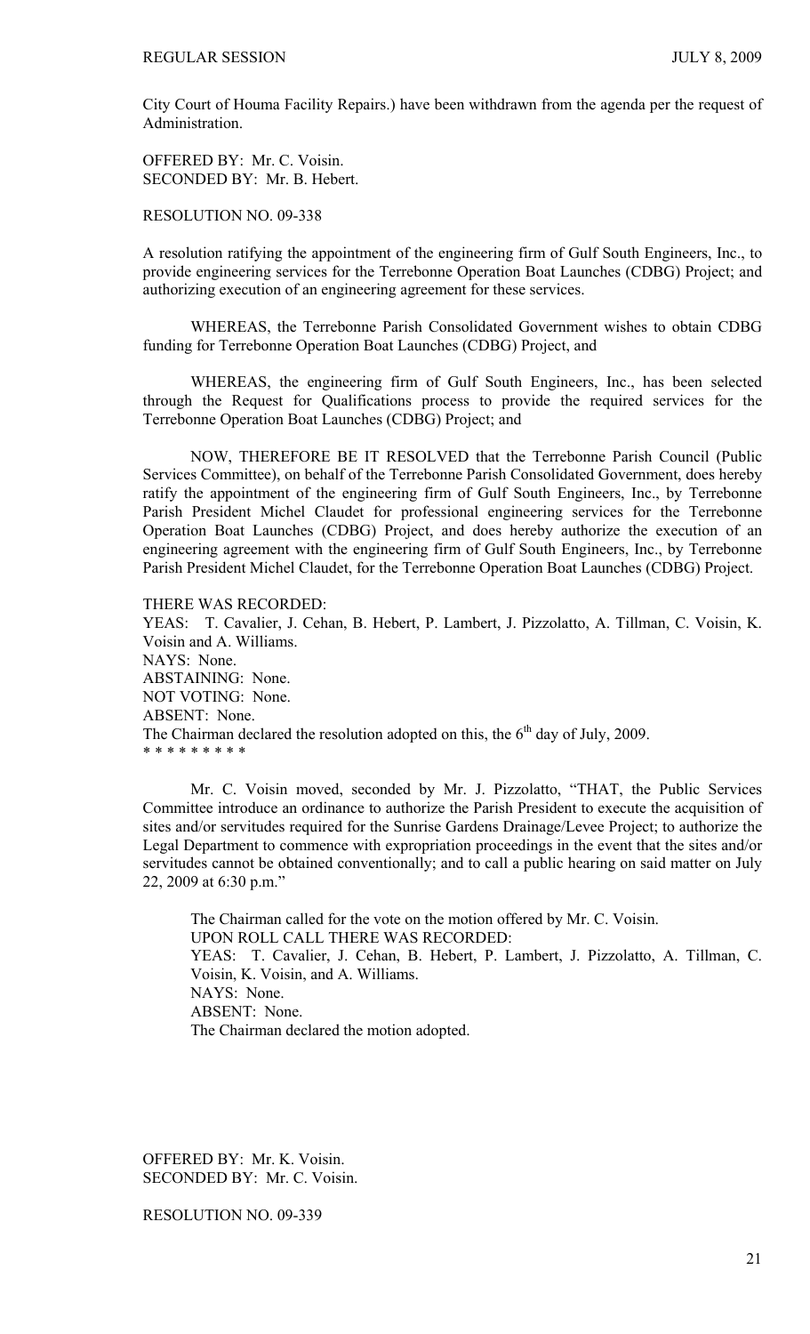City Court of Houma Facility Repairs.) have been withdrawn from the agenda per the request of Administration.

OFFERED BY: Mr. C. Voisin.
SECONDED BY: Mr. B. Hebert.

RESOLUTION NO. 09-338

A resolution ratifying the appointment of the engineering firm of Gulf South Engineers, Inc., to provide engineering services for the Terrebonne Operation Boat Launches (CDBG) Project; and authorizing execution of an engineering agreement for these services.

WHEREAS, the Terrebonne Parish Consolidated Government wishes to obtain CDBG funding for Terrebonne Operation Boat Launches (CDBG) Project, and

WHEREAS, the engineering firm of Gulf South Engineers, Inc., has been selected through the Request for Qualifications process to provide the required services for the Terrebonne Operation Boat Launches (CDBG) Project; and

NOW, THEREFORE BE IT RESOLVED that the Terrebonne Parish Council (Public Services Committee), on behalf of the Terrebonne Parish Consolidated Government, does hereby ratify the appointment of the engineering firm of Gulf South Engineers, Inc., by Terrebonne Parish President Michel Claudet for professional engineering services for the Terrebonne Operation Boat Launches (CDBG) Project, and does hereby authorize the execution of an engineering agreement with the engineering firm of Gulf South Engineers, Inc., by Terrebonne Parish President Michel Claudet, for the Terrebonne Operation Boat Launches (CDBG) Project.

THERE WAS RECORDED:
YEAS: T. Cavalier, J. Cehan, B. Hebert, P. Lambert, J. Pizzolatto, A. Tillman, C. Voisin, K. Voisin and A. Williams.
NAYS: None.
ABSTAINING: None.
NOT VOTING: None.
ABSENT: None.
The Chairman declared the resolution adopted on this, the 6th day of July, 2009.
* * * * * * * * *

Mr. C. Voisin moved, seconded by Mr. J. Pizzolatto, "THAT, the Public Services Committee introduce an ordinance to authorize the Parish President to execute the acquisition of sites and/or servitudes required for the Sunrise Gardens Drainage/Levee Project; to authorize the Legal Department to commence with expropriation proceedings in the event that the sites and/or servitudes cannot be obtained conventionally; and to call a public hearing on said matter on July 22, 2009 at 6:30 p.m."

The Chairman called for the vote on the motion offered by Mr. C. Voisin.
UPON ROLL CALL THERE WAS RECORDED:
YEAS: T. Cavalier, J. Cehan, B. Hebert, P. Lambert, J. Pizzolatto, A. Tillman, C. Voisin, K. Voisin, and A. Williams.
NAYS: None.
ABSENT: None.
The Chairman declared the motion adopted.

OFFERED BY: Mr. K. Voisin.
SECONDED BY: Mr. C. Voisin.

RESOLUTION NO. 09-339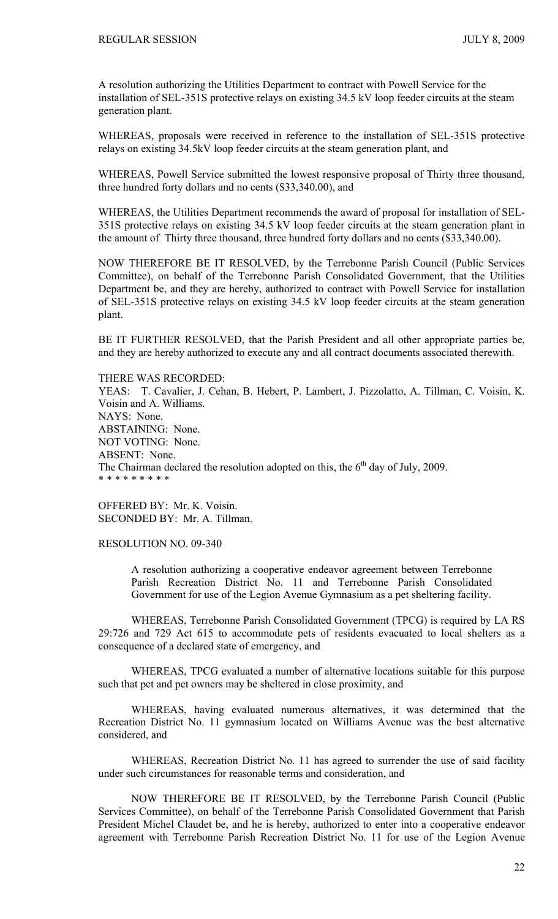A resolution authorizing the Utilities Department to contract with Powell Service for the installation of SEL-351S protective relays on existing 34.5 kV loop feeder circuits at the steam generation plant.

WHEREAS, proposals were received in reference to the installation of SEL-351S protective relays on existing 34.5kV loop feeder circuits at the steam generation plant, and

WHEREAS, Powell Service submitted the lowest responsive proposal of Thirty three thousand, three hundred forty dollars and no cents ($33,340.00), and

WHEREAS, the Utilities Department recommends the award of proposal for installation of SEL-351S protective relays on existing 34.5 kV loop feeder circuits at the steam generation plant in the amount of Thirty three thousand, three hundred forty dollars and no cents ($33,340.00).

NOW THEREFORE BE IT RESOLVED, by the Terrebonne Parish Council (Public Services Committee), on behalf of the Terrebonne Parish Consolidated Government, that the Utilities Department be, and they are hereby, authorized to contract with Powell Service for installation of SEL-351S protective relays on existing 34.5 kV loop feeder circuits at the steam generation plant.

BE IT FURTHER RESOLVED, that the Parish President and all other appropriate parties be, and they are hereby authorized to execute any and all contract documents associated therewith.

THERE WAS RECORDED:
YEAS: T. Cavalier, J. Cehan, B. Hebert, P. Lambert, J. Pizzolatto, A. Tillman, C. Voisin, K. Voisin and A. Williams.
NAYS: None.
ABSTAINING: None.
NOT VOTING: None.
ABSENT: None.
The Chairman declared the resolution adopted on this, the 6th day of July, 2009.
* * * * * * * * *

OFFERED BY: Mr. K. Voisin.
SECONDED BY: Mr. A. Tillman.

RESOLUTION NO. 09-340

A resolution authorizing a cooperative endeavor agreement between Terrebonne Parish Recreation District No. 11 and Terrebonne Parish Consolidated Government for use of the Legion Avenue Gymnasium as a pet sheltering facility.

WHEREAS, Terrebonne Parish Consolidated Government (TPCG) is required by LA RS 29:726 and 729 Act 615 to accommodate pets of residents evacuated to local shelters as a consequence of a declared state of emergency, and

WHEREAS, TPCG evaluated a number of alternative locations suitable for this purpose such that pet and pet owners may be sheltered in close proximity, and

WHEREAS, having evaluated numerous alternatives, it was determined that the Recreation District No. 11 gymnasium located on Williams Avenue was the best alternative considered, and

WHEREAS, Recreation District No. 11 has agreed to surrender the use of said facility under such circumstances for reasonable terms and consideration, and

NOW THEREFORE BE IT RESOLVED, by the Terrebonne Parish Council (Public Services Committee), on behalf of the Terrebonne Parish Consolidated Government that Parish President Michel Claudet be, and he is hereby, authorized to enter into a cooperative endeavor agreement with Terrebonne Parish Recreation District No. 11 for use of the Legion Avenue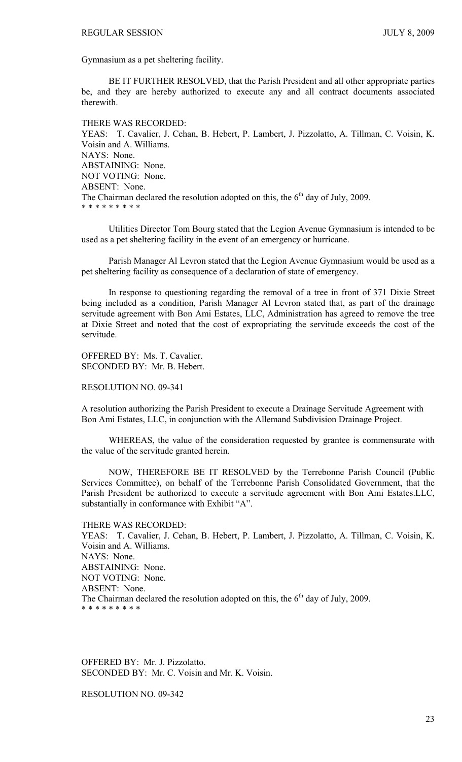Gymnasium as a pet sheltering facility.

BE IT FURTHER RESOLVED, that the Parish President and all other appropriate parties be, and they are hereby authorized to execute any and all contract documents associated therewith.

THERE WAS RECORDED:
YEAS: T. Cavalier, J. Cehan, B. Hebert, P. Lambert, J. Pizzolatto, A. Tillman, C. Voisin, K. Voisin and A. Williams.
NAYS: None.
ABSTAINING: None.
NOT VOTING: None.
ABSENT: None.
The Chairman declared the resolution adopted on this, the 6th day of July, 2009.
* * * * * * * * *

Utilities Director Tom Bourg stated that the Legion Avenue Gymnasium is intended to be used as a pet sheltering facility in the event of an emergency or hurricane.

Parish Manager Al Levron stated that the Legion Avenue Gymnasium would be used as a pet sheltering facility as consequence of a declaration of state of emergency.

In response to questioning regarding the removal of a tree in front of 371 Dixie Street being included as a condition, Parish Manager Al Levron stated that, as part of the drainage servitude agreement with Bon Ami Estates, LLC, Administration has agreed to remove the tree at Dixie Street and noted that the cost of expropriating the servitude exceeds the cost of the servitude.

OFFERED BY: Ms. T. Cavalier.
SECONDED BY: Mr. B. Hebert.

RESOLUTION NO. 09-341

A resolution authorizing the Parish President to execute a Drainage Servitude Agreement with Bon Ami Estates, LLC, in conjunction with the Allemand Subdivision Drainage Project.

WHEREAS, the value of the consideration requested by grantee is commensurate with the value of the servitude granted herein.

NOW, THEREFORE BE IT RESOLVED by the Terrebonne Parish Council (Public Services Committee), on behalf of the Terrebonne Parish Consolidated Government, that the Parish President be authorized to execute a servitude agreement with Bon Ami Estates.LLC, substantially in conformance with Exhibit "A".

THERE WAS RECORDED:
YEAS: T. Cavalier, J. Cehan, B. Hebert, P. Lambert, J. Pizzolatto, A. Tillman, C. Voisin, K. Voisin and A. Williams.
NAYS: None.
ABSTAINING: None.
NOT VOTING: None.
ABSENT: None.
The Chairman declared the resolution adopted on this, the 6th day of July, 2009.
* * * * * * * * *

OFFERED BY: Mr. J. Pizzolatto.
SECONDED BY: Mr. C. Voisin and Mr. K. Voisin.

RESOLUTION NO. 09-342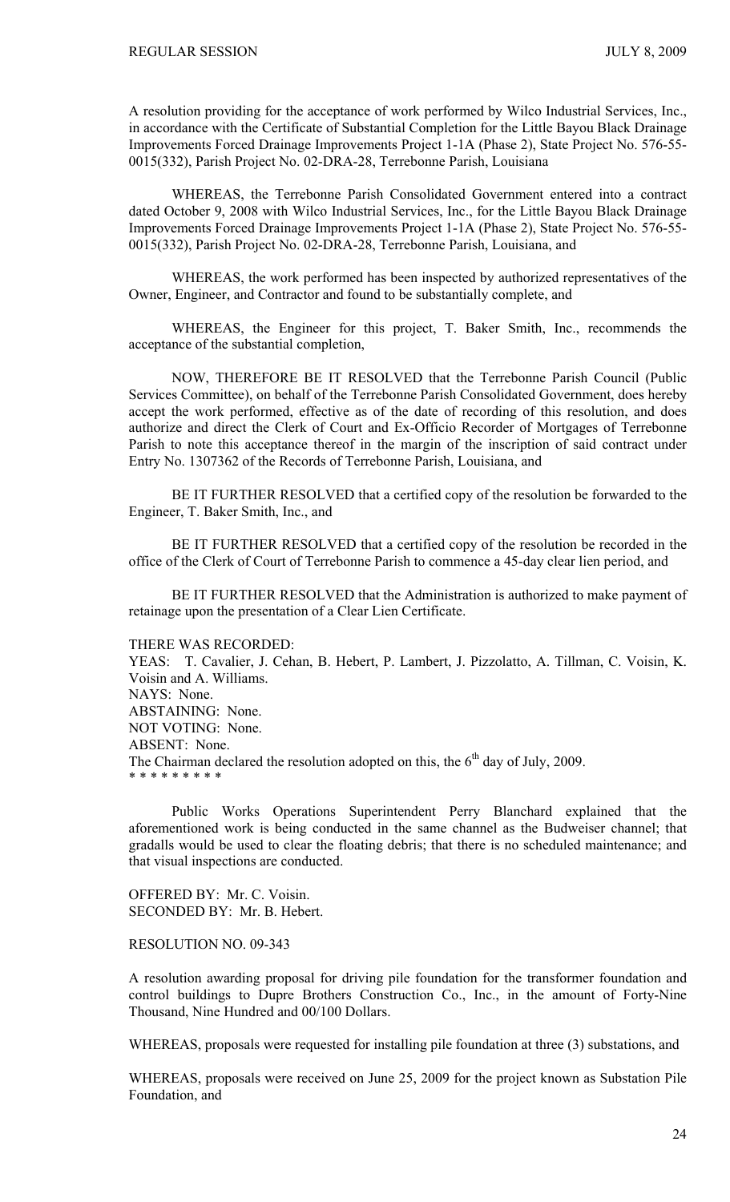A resolution providing for the acceptance of work performed by Wilco Industrial Services, Inc., in accordance with the Certificate of Substantial Completion for the Little Bayou Black Drainage Improvements Forced Drainage Improvements Project 1-1A (Phase 2), State Project No. 576-55-0015(332), Parish Project No. 02-DRA-28, Terrebonne Parish, Louisiana

WHEREAS, the Terrebonne Parish Consolidated Government entered into a contract dated October 9, 2008 with Wilco Industrial Services, Inc., for the Little Bayou Black Drainage Improvements Forced Drainage Improvements Project 1-1A (Phase 2), State Project No. 576-55-0015(332), Parish Project No. 02-DRA-28, Terrebonne Parish, Louisiana, and

WHEREAS, the work performed has been inspected by authorized representatives of the Owner, Engineer, and Contractor and found to be substantially complete, and

WHEREAS, the Engineer for this project, T. Baker Smith, Inc., recommends the acceptance of the substantial completion,

NOW, THEREFORE BE IT RESOLVED that the Terrebonne Parish Council (Public Services Committee), on behalf of the Terrebonne Parish Consolidated Government, does hereby accept the work performed, effective as of the date of recording of this resolution, and does authorize and direct the Clerk of Court and Ex-Officio Recorder of Mortgages of Terrebonne Parish to note this acceptance thereof in the margin of the inscription of said contract under Entry No. 1307362 of the Records of Terrebonne Parish, Louisiana, and

BE IT FURTHER RESOLVED that a certified copy of the resolution be forwarded to the Engineer, T. Baker Smith, Inc., and

BE IT FURTHER RESOLVED that a certified copy of the resolution be recorded in the office of the Clerk of Court of Terrebonne Parish to commence a 45-day clear lien period, and

BE IT FURTHER RESOLVED that the Administration is authorized to make payment of retainage upon the presentation of a Clear Lien Certificate.

THERE WAS RECORDED:
YEAS: T. Cavalier, J. Cehan, B. Hebert, P. Lambert, J. Pizzolatto, A. Tillman, C. Voisin, K. Voisin and A. Williams.
NAYS: None.
ABSTAINING: None.
NOT VOTING: None.
ABSENT: None.
The Chairman declared the resolution adopted on this, the 6th day of July, 2009.
* * * * * * * * *

Public Works Operations Superintendent Perry Blanchard explained that the aforementioned work is being conducted in the same channel as the Budweiser channel; that gradalls would be used to clear the floating debris; that there is no scheduled maintenance; and that visual inspections are conducted.

OFFERED BY: Mr. C. Voisin.
SECONDED BY: Mr. B. Hebert.

RESOLUTION NO. 09-343

A resolution awarding proposal for driving pile foundation for the transformer foundation and control buildings to Dupre Brothers Construction Co., Inc., in the amount of Forty-Nine Thousand, Nine Hundred and 00/100 Dollars.

WHEREAS, proposals were requested for installing pile foundation at three (3) substations, and

WHEREAS, proposals were received on June 25, 2009 for the project known as Substation Pile Foundation, and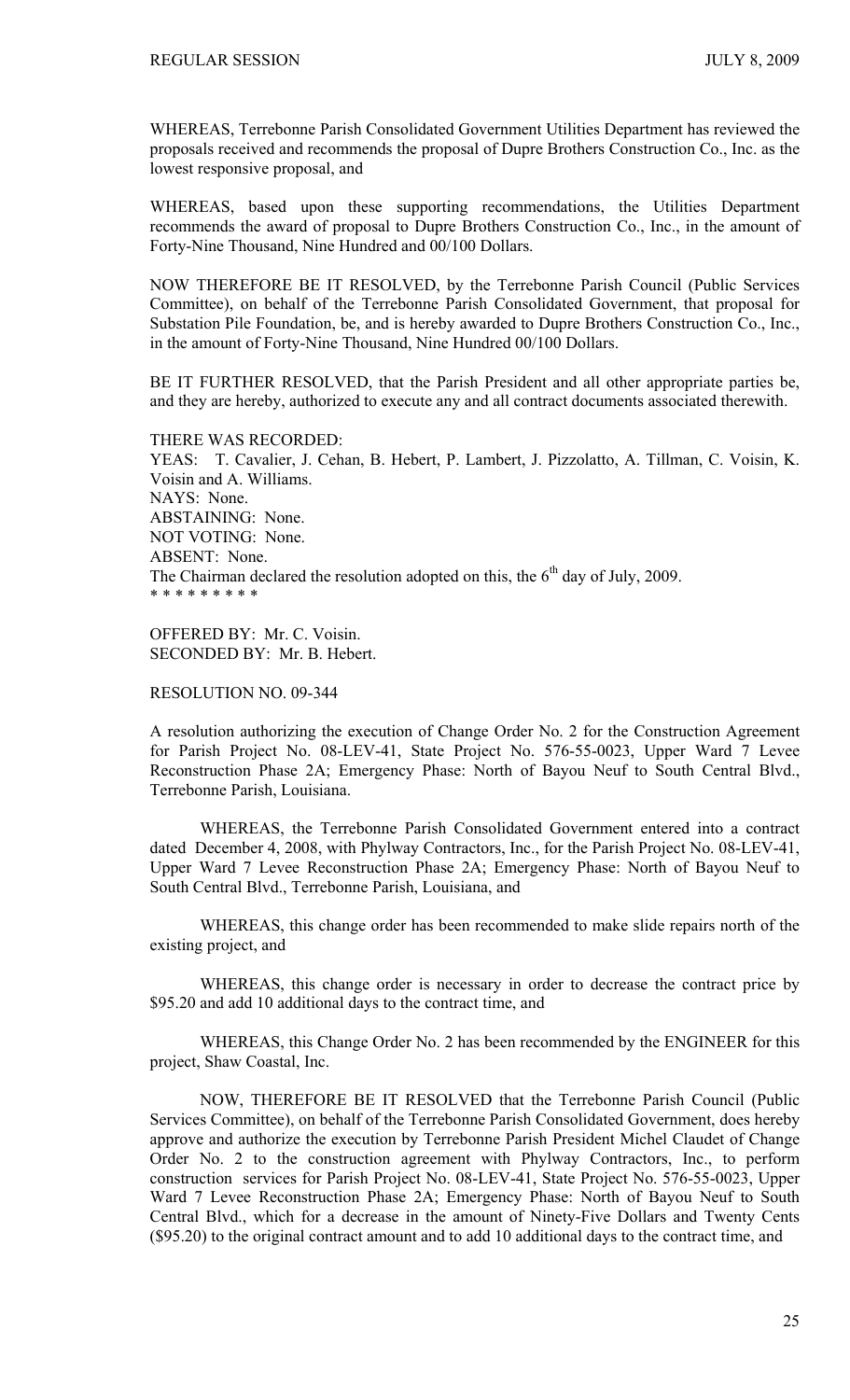WHEREAS, Terrebonne Parish Consolidated Government Utilities Department has reviewed the proposals received and recommends the proposal of Dupre Brothers Construction Co., Inc. as the lowest responsive proposal, and

WHEREAS, based upon these supporting recommendations, the Utilities Department recommends the award of proposal to Dupre Brothers Construction Co., Inc., in the amount of Forty-Nine Thousand, Nine Hundred and 00/100 Dollars.

NOW THEREFORE BE IT RESOLVED, by the Terrebonne Parish Council (Public Services Committee), on behalf of the Terrebonne Parish Consolidated Government, that proposal for Substation Pile Foundation, be, and is hereby awarded to Dupre Brothers Construction Co., Inc., in the amount of Forty-Nine Thousand, Nine Hundred 00/100 Dollars.

BE IT FURTHER RESOLVED, that the Parish President and all other appropriate parties be, and they are hereby, authorized to execute any and all contract documents associated therewith.

THERE WAS RECORDED:
YEAS: T. Cavalier, J. Cehan, B. Hebert, P. Lambert, J. Pizzolatto, A. Tillman, C. Voisin, K. Voisin and A. Williams.
NAYS: None.
ABSTAINING: None.
NOT VOTING: None.
ABSENT: None.
The Chairman declared the resolution adopted on this, the 6th day of July, 2009.
* * * * * * * * *

OFFERED BY: Mr. C. Voisin.
SECONDED BY: Mr. B. Hebert.

RESOLUTION NO. 09-344

A resolution authorizing the execution of Change Order No. 2 for the Construction Agreement for Parish Project No. 08-LEV-41, State Project No. 576-55-0023, Upper Ward 7 Levee Reconstruction Phase 2A; Emergency Phase: North of Bayou Neuf to South Central Blvd., Terrebonne Parish, Louisiana.

WHEREAS, the Terrebonne Parish Consolidated Government entered into a contract dated December 4, 2008, with Phylway Contractors, Inc., for the Parish Project No. 08-LEV-41, Upper Ward 7 Levee Reconstruction Phase 2A; Emergency Phase: North of Bayou Neuf to South Central Blvd., Terrebonne Parish, Louisiana, and

WHEREAS, this change order has been recommended to make slide repairs north of the existing project, and

WHEREAS, this change order is necessary in order to decrease the contract price by $95.20 and add 10 additional days to the contract time, and

WHEREAS, this Change Order No. 2 has been recommended by the ENGINEER for this project, Shaw Coastal, Inc.

NOW, THEREFORE BE IT RESOLVED that the Terrebonne Parish Council (Public Services Committee), on behalf of the Terrebonne Parish Consolidated Government, does hereby approve and authorize the execution by Terrebonne Parish President Michel Claudet of Change Order No. 2 to the construction agreement with Phylway Contractors, Inc., to perform construction services for Parish Project No. 08-LEV-41, State Project No. 576-55-0023, Upper Ward 7 Levee Reconstruction Phase 2A; Emergency Phase: North of Bayou Neuf to South Central Blvd., which for a decrease in the amount of Ninety-Five Dollars and Twenty Cents ($95.20) to the original contract amount and to add 10 additional days to the contract time, and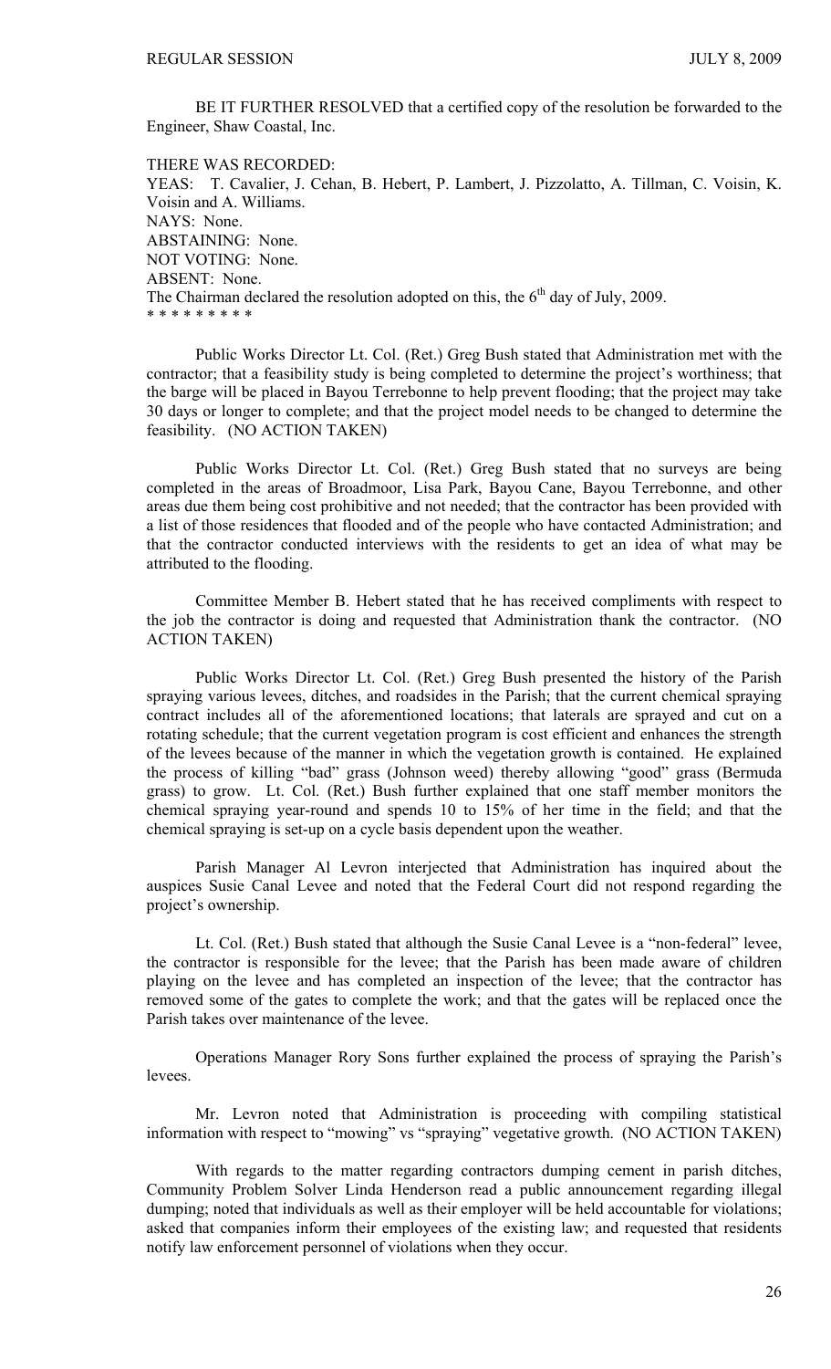BE IT FURTHER RESOLVED that a certified copy of the resolution be forwarded to the Engineer, Shaw Coastal, Inc.

THERE WAS RECORDED:
YEAS: T. Cavalier, J. Cehan, B. Hebert, P. Lambert, J. Pizzolatto, A. Tillman, C. Voisin, K. Voisin and A. Williams.
NAYS: None.
ABSTAINING: None.
NOT VOTING: None.
ABSENT: None.
The Chairman declared the resolution adopted on this, the 6th day of July, 2009.
* * * * * * * * *

Public Works Director Lt. Col. (Ret.) Greg Bush stated that Administration met with the contractor; that a feasibility study is being completed to determine the project's worthiness; that the barge will be placed in Bayou Terrebonne to help prevent flooding; that the project may take 30 days or longer to complete; and that the project model needs to be changed to determine the feasibility. (NO ACTION TAKEN)

Public Works Director Lt. Col. (Ret.) Greg Bush stated that no surveys are being completed in the areas of Broadmoor, Lisa Park, Bayou Cane, Bayou Terrebonne, and other areas due them being cost prohibitive and not needed; that the contractor has been provided with a list of those residences that flooded and of the people who have contacted Administration; and that the contractor conducted interviews with the residents to get an idea of what may be attributed to the flooding.

Committee Member B. Hebert stated that he has received compliments with respect to the job the contractor is doing and requested that Administration thank the contractor. (NO ACTION TAKEN)

Public Works Director Lt. Col. (Ret.) Greg Bush presented the history of the Parish spraying various levees, ditches, and roadsides in the Parish; that the current chemical spraying contract includes all of the aforementioned locations; that laterals are sprayed and cut on a rotating schedule; that the current vegetation program is cost efficient and enhances the strength of the levees because of the manner in which the vegetation growth is contained. He explained the process of killing "bad" grass (Johnson weed) thereby allowing "good" grass (Bermuda grass) to grow. Lt. Col. (Ret.) Bush further explained that one staff member monitors the chemical spraying year-round and spends 10 to 15% of her time in the field; and that the chemical spraying is set-up on a cycle basis dependent upon the weather.

Parish Manager Al Levron interjected that Administration has inquired about the auspices Susie Canal Levee and noted that the Federal Court did not respond regarding the project's ownership.

Lt. Col. (Ret.) Bush stated that although the Susie Canal Levee is a "non-federal" levee, the contractor is responsible for the levee; that the Parish has been made aware of children playing on the levee and has completed an inspection of the levee; that the contractor has removed some of the gates to complete the work; and that the gates will be replaced once the Parish takes over maintenance of the levee.

Operations Manager Rory Sons further explained the process of spraying the Parish's levees.

Mr. Levron noted that Administration is proceeding with compiling statistical information with respect to "mowing" vs "spraying" vegetative growth. (NO ACTION TAKEN)

With regards to the matter regarding contractors dumping cement in parish ditches, Community Problem Solver Linda Henderson read a public announcement regarding illegal dumping; noted that individuals as well as their employer will be held accountable for violations; asked that companies inform their employees of the existing law; and requested that residents notify law enforcement personnel of violations when they occur.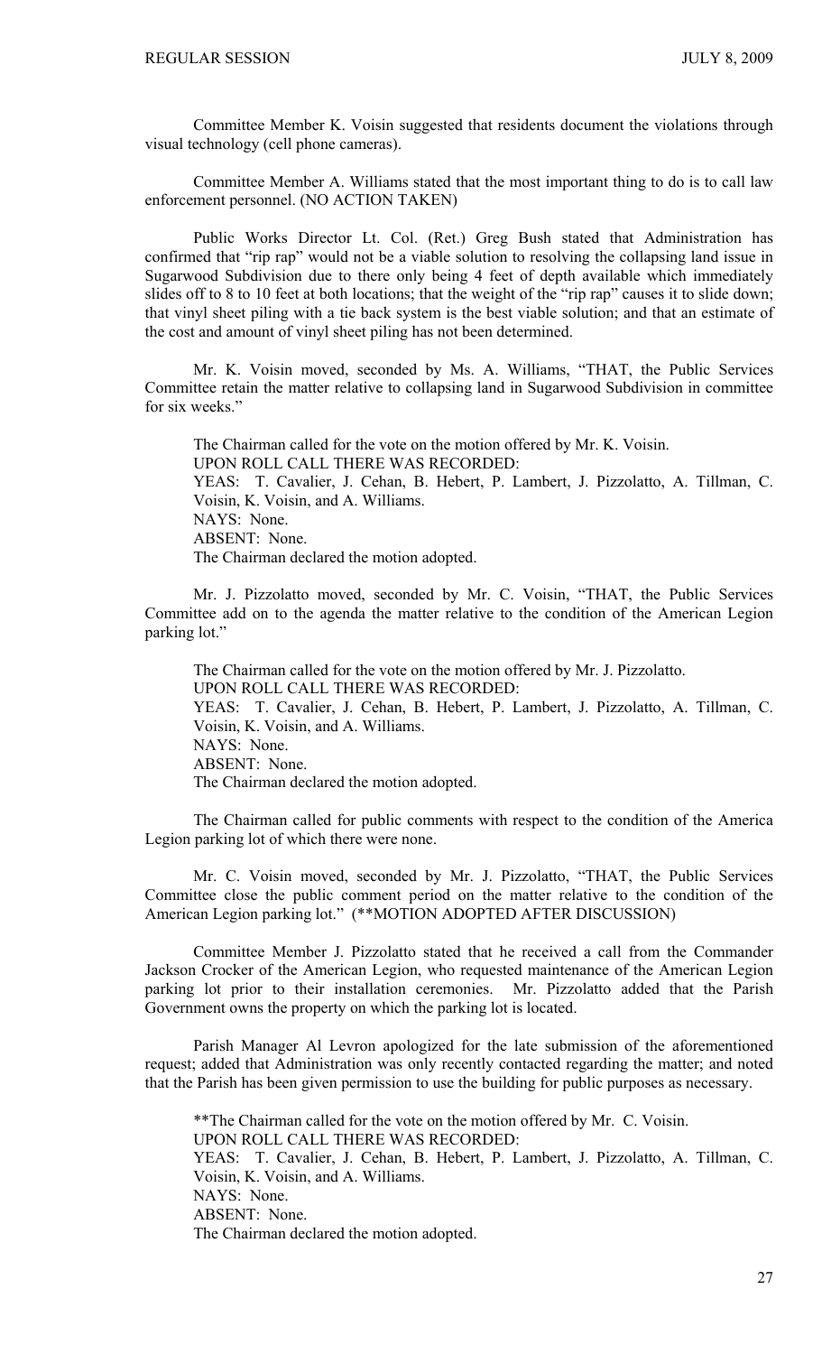Committee Member K. Voisin suggested that residents document the violations through visual technology (cell phone cameras).

Committee Member A. Williams stated that the most important thing to do is to call law enforcement personnel. (NO ACTION TAKEN)

Public Works Director Lt. Col. (Ret.) Greg Bush stated that Administration has confirmed that "rip rap" would not be a viable solution to resolving the collapsing land issue in Sugarwood Subdivision due to there only being 4 feet of depth available which immediately slides off to 8 to 10 feet at both locations; that the weight of the "rip rap" causes it to slide down; that vinyl sheet piling with a tie back system is the best viable solution; and that an estimate of the cost and amount of vinyl sheet piling has not been determined.

Mr. K. Voisin moved, seconded by Ms. A. Williams, "THAT, the Public Services Committee retain the matter relative to collapsing land in Sugarwood Subdivision in committee for six weeks."

The Chairman called for the vote on the motion offered by Mr. K. Voisin.
UPON ROLL CALL THERE WAS RECORDED:
YEAS: T. Cavalier, J. Cehan, B. Hebert, P. Lambert, J. Pizzolatto, A. Tillman, C. Voisin, K. Voisin, and A. Williams.
NAYS: None.
ABSENT: None.
The Chairman declared the motion adopted.

Mr. J. Pizzolatto moved, seconded by Mr. C. Voisin, "THAT, the Public Services Committee add on to the agenda the matter relative to the condition of the American Legion parking lot."

The Chairman called for the vote on the motion offered by Mr. J. Pizzolatto.
UPON ROLL CALL THERE WAS RECORDED:
YEAS: T. Cavalier, J. Cehan, B. Hebert, P. Lambert, J. Pizzolatto, A. Tillman, C. Voisin, K. Voisin, and A. Williams.
NAYS: None.
ABSENT: None.
The Chairman declared the motion adopted.

The Chairman called for public comments with respect to the condition of the America Legion parking lot of which there were none.

Mr. C. Voisin moved, seconded by Mr. J. Pizzolatto, "THAT, the Public Services Committee close the public comment period on the matter relative to the condition of the American Legion parking lot." (**MOTION ADOPTED AFTER DISCUSSION)

Committee Member J. Pizzolatto stated that he received a call from the Commander Jackson Crocker of the American Legion, who requested maintenance of the American Legion parking lot prior to their installation ceremonies. Mr. Pizzolatto added that the Parish Government owns the property on which the parking lot is located.

Parish Manager Al Levron apologized for the late submission of the aforementioned request; added that Administration was only recently contacted regarding the matter; and noted that the Parish has been given permission to use the building for public purposes as necessary.

**The Chairman called for the vote on the motion offered by Mr. C. Voisin.
UPON ROLL CALL THERE WAS RECORDED:
YEAS: T. Cavalier, J. Cehan, B. Hebert, P. Lambert, J. Pizzolatto, A. Tillman, C. Voisin, K. Voisin, and A. Williams.
NAYS: None.
ABSENT: None.
The Chairman declared the motion adopted.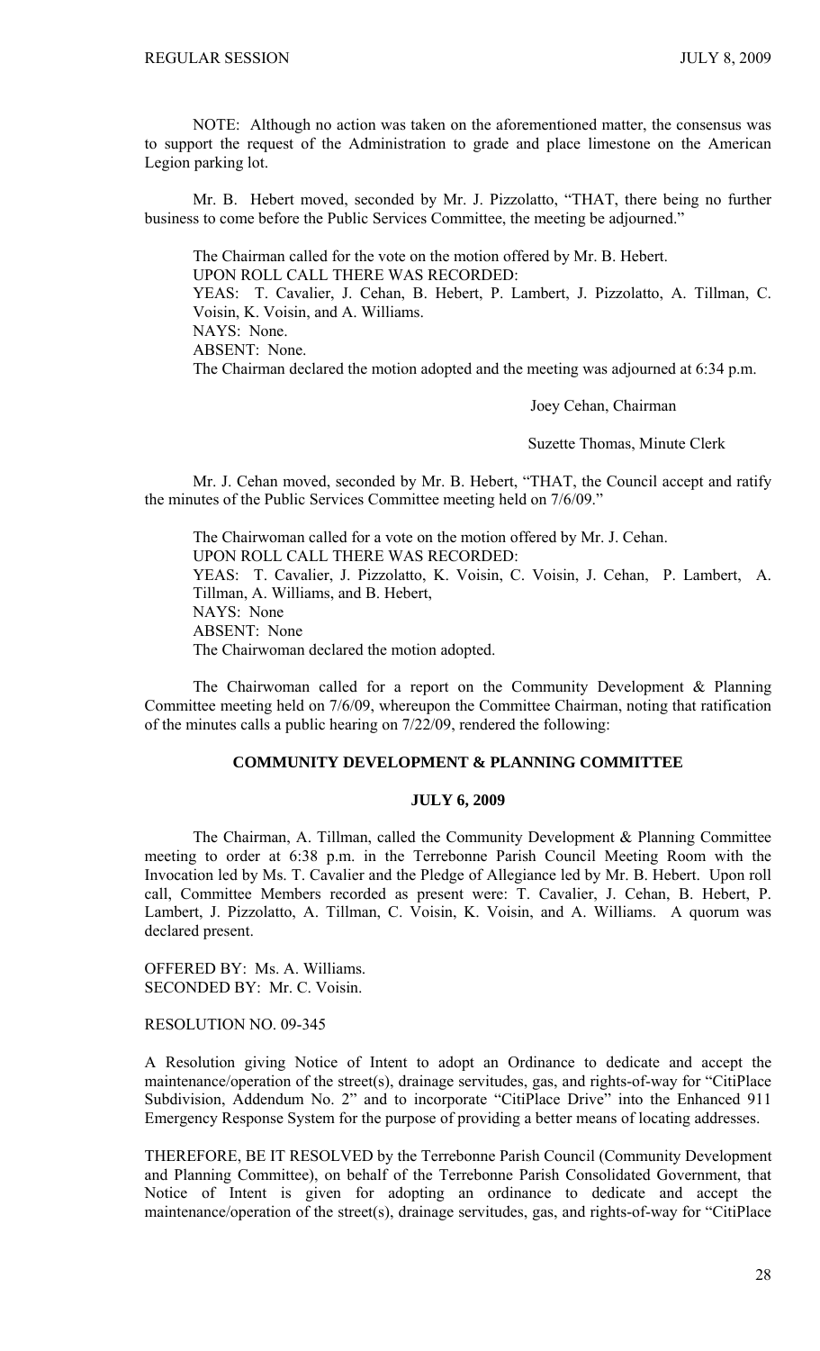NOTE: Although no action was taken on the aforementioned matter, the consensus was to support the request of the Administration to grade and place limestone on the American Legion parking lot.

Mr. B. Hebert moved, seconded by Mr. J. Pizzolatto, "THAT, there being no further business to come before the Public Services Committee, the meeting be adjourned."

The Chairman called for the vote on the motion offered by Mr. B. Hebert.
UPON ROLL CALL THERE WAS RECORDED:
YEAS: T. Cavalier, J. Cehan, B. Hebert, P. Lambert, J. Pizzolatto, A. Tillman, C. Voisin, K. Voisin, and A. Williams.
NAYS: None.
ABSENT: None.
The Chairman declared the motion adopted and the meeting was adjourned at 6:34 p.m.

Joey Cehan, Chairman

Suzette Thomas, Minute Clerk

Mr. J. Cehan moved, seconded by Mr. B. Hebert, "THAT, the Council accept and ratify the minutes of the Public Services Committee meeting held on 7/6/09."

The Chairwoman called for a vote on the motion offered by Mr. J. Cehan.
UPON ROLL CALL THERE WAS RECORDED:
YEAS: T. Cavalier, J. Pizzolatto, K. Voisin, C. Voisin, J. Cehan, P. Lambert, A. Tillman, A. Williams, and B. Hebert,
NAYS: None
ABSENT: None
The Chairwoman declared the motion adopted.

The Chairwoman called for a report on the Community Development & Planning Committee meeting held on 7/6/09, whereupon the Committee Chairman, noting that ratification of the minutes calls a public hearing on 7/22/09, rendered the following:

**COMMUNITY DEVELOPMENT & PLANNING COMMITTEE**

**JULY 6, 2009**

The Chairman, A. Tillman, called the Community Development & Planning Committee meeting to order at 6:38 p.m. in the Terrebonne Parish Council Meeting Room with the Invocation led by Ms. T. Cavalier and the Pledge of Allegiance led by Mr. B. Hebert. Upon roll call, Committee Members recorded as present were: T. Cavalier, J. Cehan, B. Hebert, P. Lambert, J. Pizzolatto, A. Tillman, C. Voisin, K. Voisin, and A. Williams. A quorum was declared present.

OFFERED BY: Ms. A. Williams.
SECONDED BY: Mr. C. Voisin.

RESOLUTION NO. 09-345

A Resolution giving Notice of Intent to adopt an Ordinance to dedicate and accept the maintenance/operation of the street(s), drainage servitudes, gas, and rights-of-way for "CitiPlace Subdivision, Addendum No. 2" and to incorporate "CitiPlace Drive" into the Enhanced 911 Emergency Response System for the purpose of providing a better means of locating addresses.

THEREFORE, BE IT RESOLVED by the Terrebonne Parish Council (Community Development and Planning Committee), on behalf of the Terrebonne Parish Consolidated Government, that Notice of Intent is given for adopting an ordinance to dedicate and accept the maintenance/operation of the street(s), drainage servitudes, gas, and rights-of-way for "CitiPlace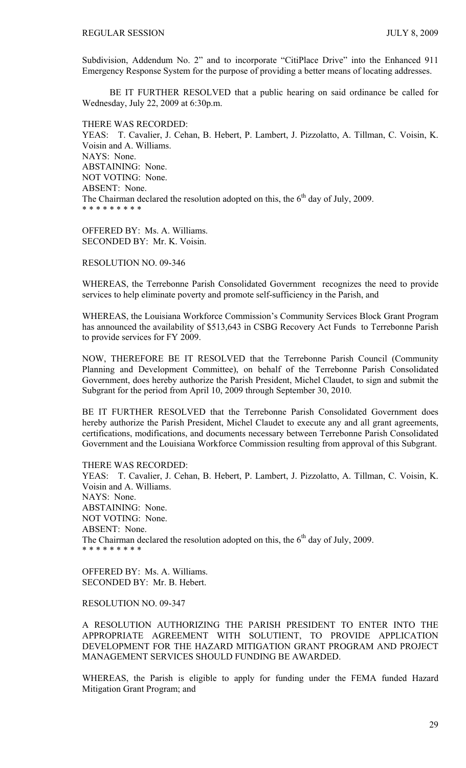Subdivision, Addendum No. 2" and to incorporate "CitiPlace Drive" into the Enhanced 911 Emergency Response System for the purpose of providing a better means of locating addresses.

BE IT FURTHER RESOLVED that a public hearing on said ordinance be called for Wednesday, July 22, 2009 at 6:30p.m.

THERE WAS RECORDED:
YEAS: T. Cavalier, J. Cehan, B. Hebert, P. Lambert, J. Pizzolatto, A. Tillman, C. Voisin, K. Voisin and A. Williams.
NAYS: None.
ABSTAINING: None.
NOT VOTING: None.
ABSENT: None.
The Chairman declared the resolution adopted on this, the 6th day of July, 2009.
\* \* \* \* \* \* \* \* \*

OFFERED BY: Ms. A. Williams.
SECONDED BY: Mr. K. Voisin.

RESOLUTION NO. 09-346

WHEREAS, the Terrebonne Parish Consolidated Government recognizes the need to provide services to help eliminate poverty and promote self-sufficiency in the Parish, and

WHEREAS, the Louisiana Workforce Commission's Community Services Block Grant Program has announced the availability of $513,643 in CSBG Recovery Act Funds to Terrebonne Parish to provide services for FY 2009.

NOW, THEREFORE BE IT RESOLVED that the Terrebonne Parish Council (Community Planning and Development Committee), on behalf of the Terrebonne Parish Consolidated Government, does hereby authorize the Parish President, Michel Claudet, to sign and submit the Subgrant for the period from April 10, 2009 through September 30, 2010.

BE IT FURTHER RESOLVED that the Terrebonne Parish Consolidated Government does hereby authorize the Parish President, Michel Claudet to execute any and all grant agreements, certifications, modifications, and documents necessary between Terrebonne Parish Consolidated Government and the Louisiana Workforce Commission resulting from approval of this Subgrant.

THERE WAS RECORDED:
YEAS: T. Cavalier, J. Cehan, B. Hebert, P. Lambert, J. Pizzolatto, A. Tillman, C. Voisin, K. Voisin and A. Williams.
NAYS: None.
ABSTAINING: None.
NOT VOTING: None.
ABSENT: None.
The Chairman declared the resolution adopted on this, the 6th day of July, 2009.
\* \* \* \* \* \* \* \* \*

OFFERED BY: Ms. A. Williams.
SECONDED BY: Mr. B. Hebert.

RESOLUTION NO. 09-347

A RESOLUTION AUTHORIZING THE PARISH PRESIDENT TO ENTER INTO THE APPROPRIATE AGREEMENT WITH SOLUTIENT, TO PROVIDE APPLICATION DEVELOPMENT FOR THE HAZARD MITIGATION GRANT PROGRAM AND PROJECT MANAGEMENT SERVICES SHOULD FUNDING BE AWARDED.

WHEREAS, the Parish is eligible to apply for funding under the FEMA funded Hazard Mitigation Grant Program; and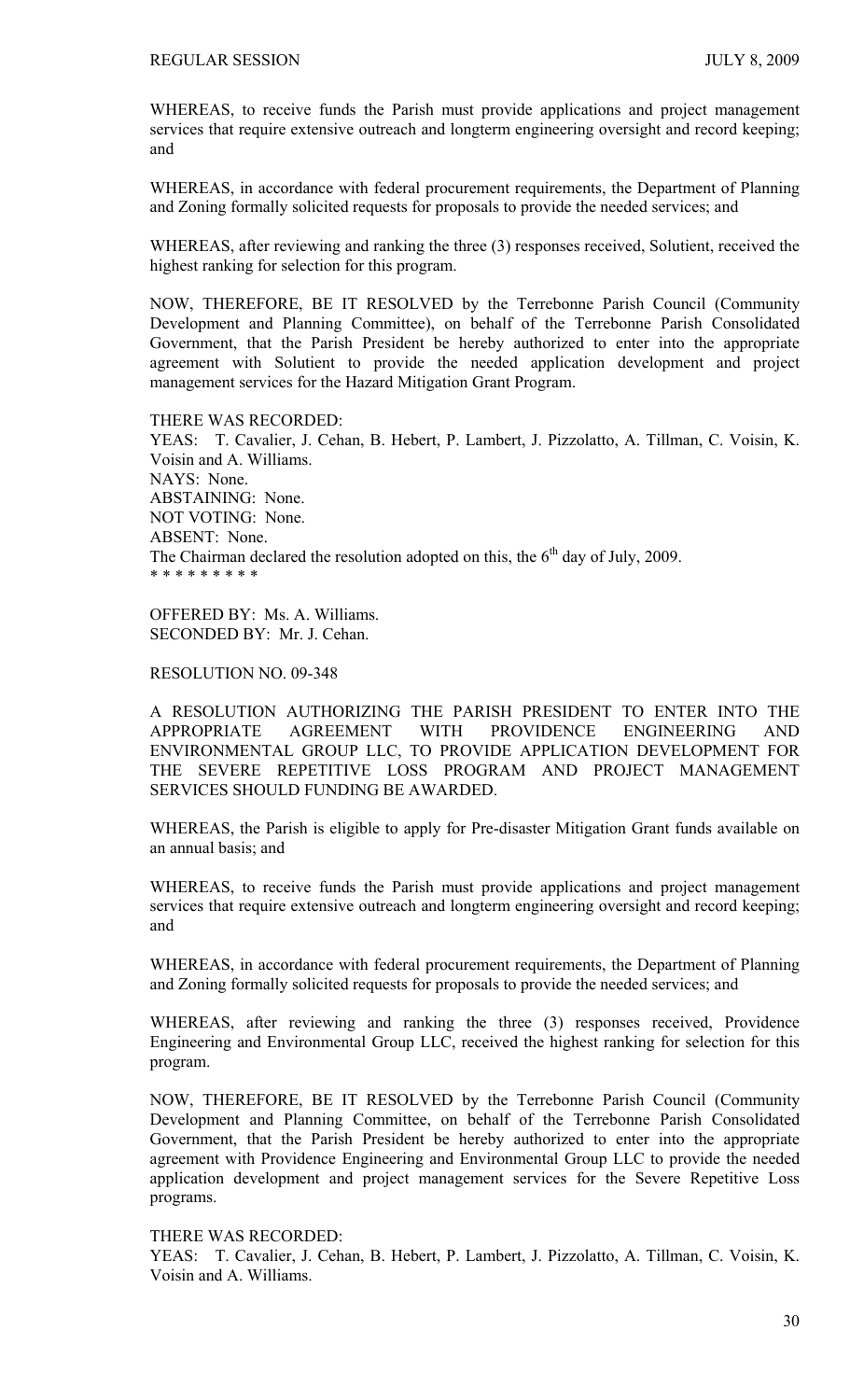WHEREAS, to receive funds the Parish must provide applications and project management services that require extensive outreach and longterm engineering oversight and record keeping; and

WHEREAS, in accordance with federal procurement requirements, the Department of Planning and Zoning formally solicited requests for proposals to provide the needed services; and

WHEREAS, after reviewing and ranking the three (3) responses received, Solutient, received the highest ranking for selection for this program.

NOW, THEREFORE, BE IT RESOLVED by the Terrebonne Parish Council (Community Development and Planning Committee), on behalf of the Terrebonne Parish Consolidated Government, that the Parish President be hereby authorized to enter into the appropriate agreement with Solutient to provide the needed application development and project management services for the Hazard Mitigation Grant Program.

THERE WAS RECORDED:
YEAS: T. Cavalier, J. Cehan, B. Hebert, P. Lambert, J. Pizzolatto, A. Tillman, C. Voisin, K. Voisin and A. Williams.
NAYS: None.
ABSTAINING: None.
NOT VOTING: None.
ABSENT: None.
The Chairman declared the resolution adopted on this, the 6th day of July, 2009.
\* \* \* \* \* \* \* \* \*

OFFERED BY: Ms. A. Williams.
SECONDED BY: Mr. J. Cehan.

RESOLUTION NO. 09-348

A RESOLUTION AUTHORIZING THE PARISH PRESIDENT TO ENTER INTO THE APPROPRIATE AGREEMENT WITH PROVIDENCE ENGINEERING AND ENVIRONMENTAL GROUP LLC, TO PROVIDE APPLICATION DEVELOPMENT FOR THE SEVERE REPETITIVE LOSS PROGRAM AND PROJECT MANAGEMENT SERVICES SHOULD FUNDING BE AWARDED.

WHEREAS, the Parish is eligible to apply for Pre-disaster Mitigation Grant funds available on an annual basis; and

WHEREAS, to receive funds the Parish must provide applications and project management services that require extensive outreach and longterm engineering oversight and record keeping; and

WHEREAS, in accordance with federal procurement requirements, the Department of Planning and Zoning formally solicited requests for proposals to provide the needed services; and

WHEREAS, after reviewing and ranking the three (3) responses received, Providence Engineering and Environmental Group LLC, received the highest ranking for selection for this program.

NOW, THEREFORE, BE IT RESOLVED by the Terrebonne Parish Council (Community Development and Planning Committee, on behalf of the Terrebonne Parish Consolidated Government, that the Parish President be hereby authorized to enter into the appropriate agreement with Providence Engineering and Environmental Group LLC to provide the needed application development and project management services for the Severe Repetitive Loss programs.

THERE WAS RECORDED:
YEAS: T. Cavalier, J. Cehan, B. Hebert, P. Lambert, J. Pizzolatto, A. Tillman, C. Voisin, K. Voisin and A. Williams.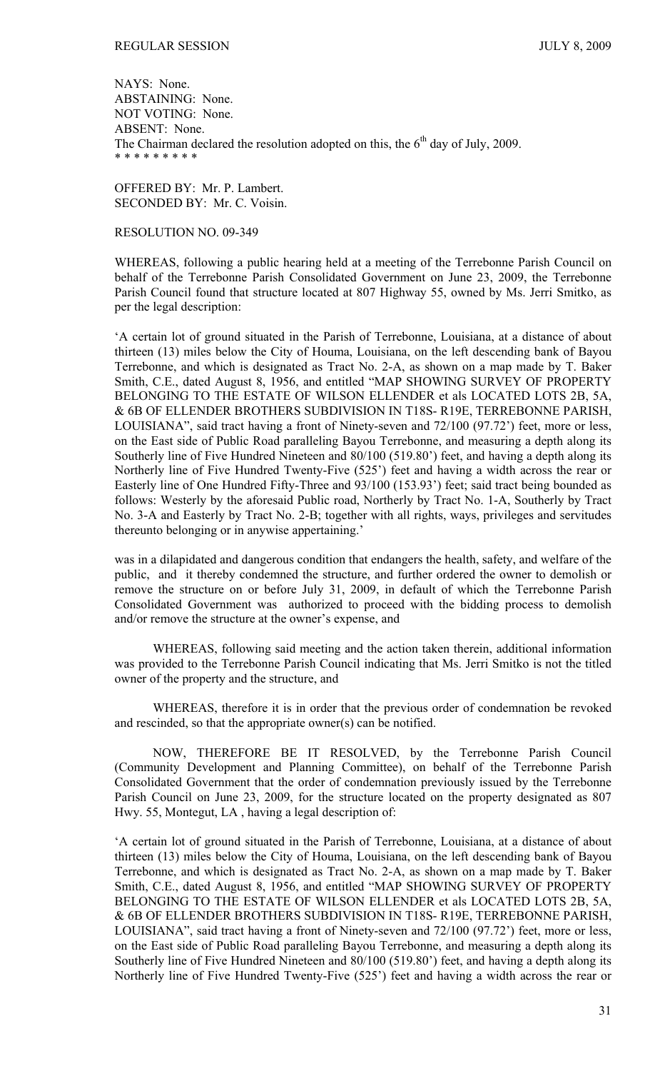NAYS: None.
ABSTAINING: None.
NOT VOTING: None.
ABSENT: None.
The Chairman declared the resolution adopted on this, the 6th day of July, 2009.
\* \* \* \* \* \* \* \* \*

OFFERED BY: Mr. P. Lambert.
SECONDED BY: Mr. C. Voisin.

RESOLUTION NO. 09-349

WHEREAS, following a public hearing held at a meeting of the Terrebonne Parish Council on behalf of the Terrebonne Parish Consolidated Government on June 23, 2009, the Terrebonne Parish Council found that structure located at 807 Highway 55, owned by Ms. Jerri Smitko, as per the legal description:

'A certain lot of ground situated in the Parish of Terrebonne, Louisiana, at a distance of about thirteen (13) miles below the City of Houma, Louisiana, on the left descending bank of Bayou Terrebonne, and which is designated as Tract No. 2-A, as shown on a map made by T. Baker Smith, C.E., dated August 8, 1956, and entitled "MAP SHOWING SURVEY OF PROPERTY BELONGING TO THE ESTATE OF WILSON ELLENDER et als LOCATED LOTS 2B, 5A, & 6B OF ELLENDER BROTHERS SUBDIVISION IN T18S- R19E, TERREBONNE PARISH, LOUISIANA", said tract having a front of Ninety-seven and 72/100 (97.72') feet, more or less, on the East side of Public Road paralleling Bayou Terrebonne, and measuring a depth along its Southerly line of Five Hundred Nineteen and 80/100 (519.80') feet, and having a depth along its Northerly line of Five Hundred Twenty-Five (525') feet and having a width across the rear or Easterly line of One Hundred Fifty-Three and 93/100 (153.93') feet; said tract being bounded as follows: Westerly by the aforesaid Public road, Northerly by Tract No. 1-A, Southerly by Tract No. 3-A and Easterly by Tract No. 2-B; together with all rights, ways, privileges and servitudes thereunto belonging or in anywise appertaining.'

was in a dilapidated and dangerous condition that endangers the health, safety, and welfare of the public, and it thereby condemned the structure, and further ordered the owner to demolish or remove the structure on or before July 31, 2009, in default of which the Terrebonne Parish Consolidated Government was authorized to proceed with the bidding process to demolish and/or remove the structure at the owner's expense, and

WHEREAS, following said meeting and the action taken therein, additional information was provided to the Terrebonne Parish Council indicating that Ms. Jerri Smitko is not the titled owner of the property and the structure, and

WHEREAS, therefore it is in order that the previous order of condemnation be revoked and rescinded, so that the appropriate owner(s) can be notified.

NOW, THEREFORE BE IT RESOLVED, by the Terrebonne Parish Council (Community Development and Planning Committee), on behalf of the Terrebonne Parish Consolidated Government that the order of condemnation previously issued by the Terrebonne Parish Council on June 23, 2009, for the structure located on the property designated as 807 Hwy. 55, Montegut, LA , having a legal description of:

'A certain lot of ground situated in the Parish of Terrebonne, Louisiana, at a distance of about thirteen (13) miles below the City of Houma, Louisiana, on the left descending bank of Bayou Terrebonne, and which is designated as Tract No. 2-A, as shown on a map made by T. Baker Smith, C.E., dated August 8, 1956, and entitled "MAP SHOWING SURVEY OF PROPERTY BELONGING TO THE ESTATE OF WILSON ELLENDER et als LOCATED LOTS 2B, 5A, & 6B OF ELLENDER BROTHERS SUBDIVISION IN T18S- R19E, TERREBONNE PARISH, LOUISIANA", said tract having a front of Ninety-seven and 72/100 (97.72') feet, more or less, on the East side of Public Road paralleling Bayou Terrebonne, and measuring a depth along its Southerly line of Five Hundred Nineteen and 80/100 (519.80') feet, and having a depth along its Northerly line of Five Hundred Twenty-Five (525') feet and having a width across the rear or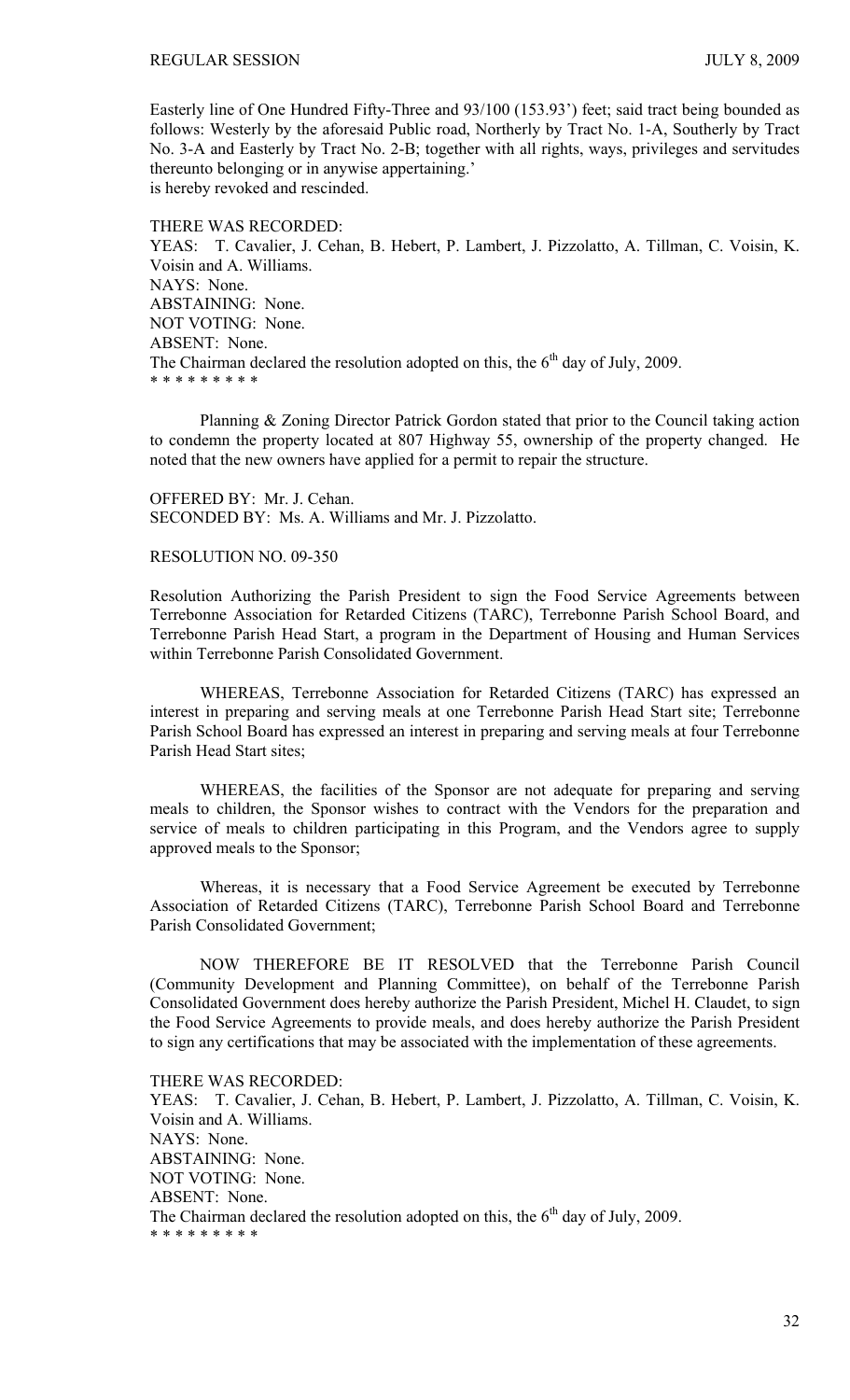Easterly line of One Hundred Fifty-Three and 93/100 (153.93') feet; said tract being bounded as follows: Westerly by the aforesaid Public road, Northerly by Tract No. 1-A, Southerly by Tract No. 3-A and Easterly by Tract No. 2-B; together with all rights, ways, privileges and servitudes thereunto belonging or in anywise appertaining.'
is hereby revoked and rescinded.

THERE WAS RECORDED:
YEAS: T. Cavalier, J. Cehan, B. Hebert, P. Lambert, J. Pizzolatto, A. Tillman, C. Voisin, K. Voisin and A. Williams.
NAYS: None.
ABSTAINING: None.
NOT VOTING: None.
ABSENT: None.
The Chairman declared the resolution adopted on this, the 6th day of July, 2009.
\* \* \* \* \* \* \* \* \*

Planning & Zoning Director Patrick Gordon stated that prior to the Council taking action to condemn the property located at 807 Highway 55, ownership of the property changed. He noted that the new owners have applied for a permit to repair the structure.

OFFERED BY: Mr. J. Cehan.
SECONDED BY: Ms. A. Williams and Mr. J. Pizzolatto.

RESOLUTION NO. 09-350

Resolution Authorizing the Parish President to sign the Food Service Agreements between Terrebonne Association for Retarded Citizens (TARC), Terrebonne Parish School Board, and Terrebonne Parish Head Start, a program in the Department of Housing and Human Services within Terrebonne Parish Consolidated Government.

WHEREAS, Terrebonne Association for Retarded Citizens (TARC) has expressed an interest in preparing and serving meals at one Terrebonne Parish Head Start site; Terrebonne Parish School Board has expressed an interest in preparing and serving meals at four Terrebonne Parish Head Start sites;

WHEREAS, the facilities of the Sponsor are not adequate for preparing and serving meals to children, the Sponsor wishes to contract with the Vendors for the preparation and service of meals to children participating in this Program, and the Vendors agree to supply approved meals to the Sponsor;

Whereas, it is necessary that a Food Service Agreement be executed by Terrebonne Association of Retarded Citizens (TARC), Terrebonne Parish School Board and Terrebonne Parish Consolidated Government;

NOW THEREFORE BE IT RESOLVED that the Terrebonne Parish Council (Community Development and Planning Committee), on behalf of the Terrebonne Parish Consolidated Government does hereby authorize the Parish President, Michel H. Claudet, to sign the Food Service Agreements to provide meals, and does hereby authorize the Parish President to sign any certifications that may be associated with the implementation of these agreements.

THERE WAS RECORDED:
YEAS: T. Cavalier, J. Cehan, B. Hebert, P. Lambert, J. Pizzolatto, A. Tillman, C. Voisin, K. Voisin and A. Williams.
NAYS: None.
ABSTAINING: None.
NOT VOTING: None.
ABSENT: None.
The Chairman declared the resolution adopted on this, the 6th day of July, 2009.
\* \* \* \* \* \* \* \* \*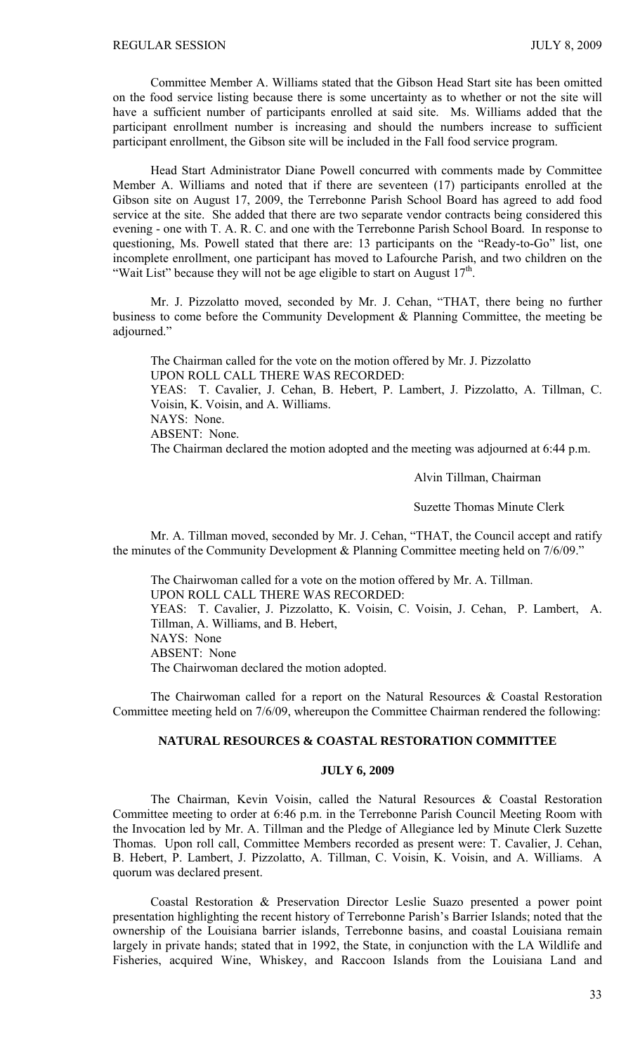Committee Member A. Williams stated that the Gibson Head Start site has been omitted on the food service listing because there is some uncertainty as to whether or not the site will have a sufficient number of participants enrolled at said site. Ms. Williams added that the participant enrollment number is increasing and should the numbers increase to sufficient participant enrollment, the Gibson site will be included in the Fall food service program.

Head Start Administrator Diane Powell concurred with comments made by Committee Member A. Williams and noted that if there are seventeen (17) participants enrolled at the Gibson site on August 17, 2009, the Terrebonne Parish School Board has agreed to add food service at the site. She added that there are two separate vendor contracts being considered this evening - one with T. A. R. C. and one with the Terrebonne Parish School Board. In response to questioning, Ms. Powell stated that there are: 13 participants on the "Ready-to-Go" list, one incomplete enrollment, one participant has moved to Lafourche Parish, and two children on the "Wait List" because they will not be age eligible to start on August 17th.

Mr. J. Pizzolatto moved, seconded by Mr. J. Cehan, "THAT, there being no further business to come before the Community Development & Planning Committee, the meeting be adjourned."

The Chairman called for the vote on the motion offered by Mr. J. Pizzolatto
UPON ROLL CALL THERE WAS RECORDED:
YEAS: T. Cavalier, J. Cehan, B. Hebert, P. Lambert, J. Pizzolatto, A. Tillman, C. Voisin, K. Voisin, and A. Williams.
NAYS: None.
ABSENT: None.
The Chairman declared the motion adopted and the meeting was adjourned at 6:44 p.m.

Alvin Tillman, Chairman

Suzette Thomas Minute Clerk

Mr. A. Tillman moved, seconded by Mr. J. Cehan, "THAT, the Council accept and ratify the minutes of the Community Development & Planning Committee meeting held on 7/6/09."

The Chairwoman called for a vote on the motion offered by Mr. A. Tillman.
UPON ROLL CALL THERE WAS RECORDED:
YEAS: T. Cavalier, J. Pizzolatto, K. Voisin, C. Voisin, J. Cehan, P. Lambert, A. Tillman, A. Williams, and B. Hebert,
NAYS: None
ABSENT: None
The Chairwoman declared the motion adopted.

The Chairwoman called for a report on the Natural Resources & Coastal Restoration Committee meeting held on 7/6/09, whereupon the Committee Chairman rendered the following:

## NATURAL RESOURCES & COASTAL RESTORATION COMMITTEE

## JULY 6, 2009

The Chairman, Kevin Voisin, called the Natural Resources & Coastal Restoration Committee meeting to order at 6:46 p.m. in the Terrebonne Parish Council Meeting Room with the Invocation led by Mr. A. Tillman and the Pledge of Allegiance led by Minute Clerk Suzette Thomas. Upon roll call, Committee Members recorded as present were: T. Cavalier, J. Cehan, B. Hebert, P. Lambert, J. Pizzolatto, A. Tillman, C. Voisin, K. Voisin, and A. Williams. A quorum was declared present.

Coastal Restoration & Preservation Director Leslie Suazo presented a power point presentation highlighting the recent history of Terrebonne Parish's Barrier Islands; noted that the ownership of the Louisiana barrier islands, Terrebonne basins, and coastal Louisiana remain largely in private hands; stated that in 1992, the State, in conjunction with the LA Wildlife and Fisheries, acquired Wine, Whiskey, and Raccoon Islands from the Louisiana Land and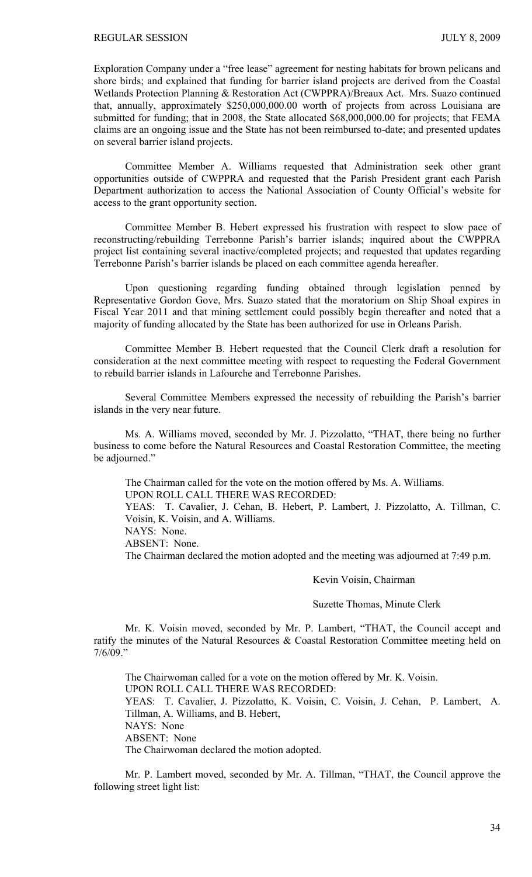Exploration Company under a "free lease" agreement for nesting habitats for brown pelicans and shore birds; and explained that funding for barrier island projects are derived from the Coastal Wetlands Protection Planning & Restoration Act (CWPPRA)/Breaux Act. Mrs. Suazo continued that, annually, approximately $250,000,000.00 worth of projects from across Louisiana are submitted for funding; that in 2008, the State allocated $68,000,000.00 for projects; that FEMA claims are an ongoing issue and the State has not been reimbursed to-date; and presented updates on several barrier island projects.

Committee Member A. Williams requested that Administration seek other grant opportunities outside of CWPPRA and requested that the Parish President grant each Parish Department authorization to access the National Association of County Official's website for access to the grant opportunity section.

Committee Member B. Hebert expressed his frustration with respect to slow pace of reconstructing/rebuilding Terrebonne Parish's barrier islands; inquired about the CWPPRA project list containing several inactive/completed projects; and requested that updates regarding Terrebonne Parish's barrier islands be placed on each committee agenda hereafter.

Upon questioning regarding funding obtained through legislation penned by Representative Gordon Gove, Mrs. Suazo stated that the moratorium on Ship Shoal expires in Fiscal Year 2011 and that mining settlement could possibly begin thereafter and noted that a majority of funding allocated by the State has been authorized for use in Orleans Parish.

Committee Member B. Hebert requested that the Council Clerk draft a resolution for consideration at the next committee meeting with respect to requesting the Federal Government to rebuild barrier islands in Lafourche and Terrebonne Parishes.

Several Committee Members expressed the necessity of rebuilding the Parish's barrier islands in the very near future.

Ms. A. Williams moved, seconded by Mr. J. Pizzolatto, "THAT, there being no further business to come before the Natural Resources and Coastal Restoration Committee, the meeting be adjourned."

The Chairman called for the vote on the motion offered by Ms. A. Williams.
UPON ROLL CALL THERE WAS RECORDED:
YEAS: T. Cavalier, J. Cehan, B. Hebert, P. Lambert, J. Pizzolatto, A. Tillman, C. Voisin, K. Voisin, and A. Williams.
NAYS: None.
ABSENT: None.
The Chairman declared the motion adopted and the meeting was adjourned at 7:49 p.m.

Kevin Voisin, Chairman

Suzette Thomas, Minute Clerk

Mr. K. Voisin moved, seconded by Mr. P. Lambert, "THAT, the Council accept and ratify the minutes of the Natural Resources & Coastal Restoration Committee meeting held on 7/6/09."

The Chairwoman called for a vote on the motion offered by Mr. K. Voisin.
UPON ROLL CALL THERE WAS RECORDED:
YEAS: T. Cavalier, J. Pizzolatto, K. Voisin, C. Voisin, J. Cehan, P. Lambert, A. Tillman, A. Williams, and B. Hebert,
NAYS: None
ABSENT: None
The Chairwoman declared the motion adopted.

Mr. P. Lambert moved, seconded by Mr. A. Tillman, "THAT, the Council approve the following street light list: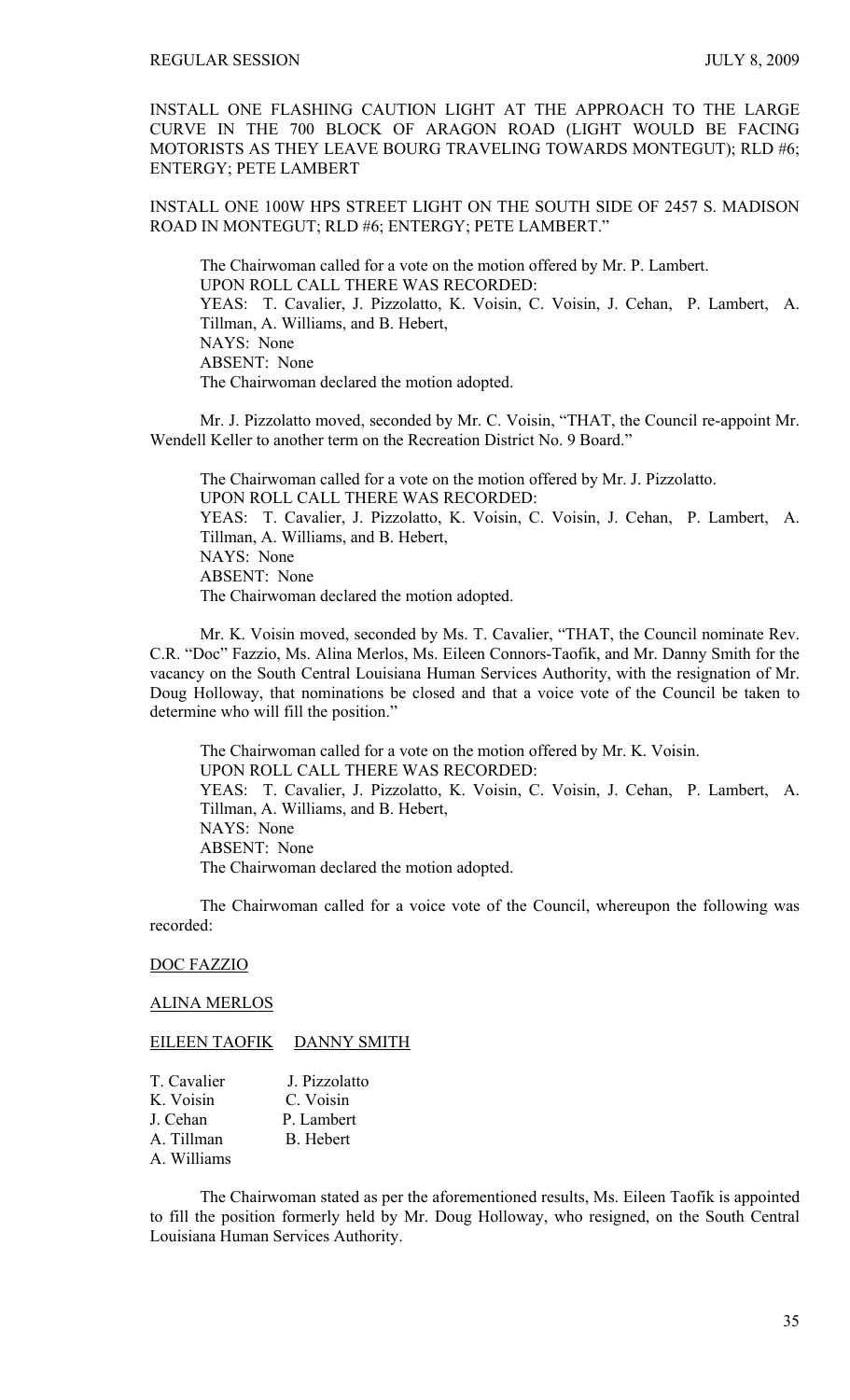INSTALL ONE FLASHING CAUTION LIGHT AT THE APPROACH TO THE LARGE CURVE IN THE 700 BLOCK OF ARAGON ROAD (LIGHT WOULD BE FACING MOTORISTS AS THEY LEAVE BOURG TRAVELING TOWARDS MONTEGUT); RLD #6; ENTERGY; PETE LAMBERT

INSTALL ONE 100W HPS STREET LIGHT ON THE SOUTH SIDE OF 2457 S. MADISON ROAD IN MONTEGUT; RLD #6; ENTERGY; PETE LAMBERT."

The Chairwoman called for a vote on the motion offered by Mr. P. Lambert.
UPON ROLL CALL THERE WAS RECORDED:
YEAS: T. Cavalier, J. Pizzolatto, K. Voisin, C. Voisin, J. Cehan, P. Lambert, A. Tillman, A. Williams, and B. Hebert,
NAYS: None
ABSENT: None
The Chairwoman declared the motion adopted.

Mr. J. Pizzolatto moved, seconded by Mr. C. Voisin, "THAT, the Council re-appoint Mr. Wendell Keller to another term on the Recreation District No. 9 Board."

The Chairwoman called for a vote on the motion offered by Mr. J. Pizzolatto.
UPON ROLL CALL THERE WAS RECORDED:
YEAS: T. Cavalier, J. Pizzolatto, K. Voisin, C. Voisin, J. Cehan, P. Lambert, A. Tillman, A. Williams, and B. Hebert,
NAYS: None
ABSENT: None
The Chairwoman declared the motion adopted.

Mr. K. Voisin moved, seconded by Ms. T. Cavalier, "THAT, the Council nominate Rev. C.R. "Doc" Fazzio, Ms. Alina Merlos, Ms. Eileen Connors-Taofik, and Mr. Danny Smith for the vacancy on the South Central Louisiana Human Services Authority, with the resignation of Mr. Doug Holloway, that nominations be closed and that a voice vote of the Council be taken to determine who will fill the position."

The Chairwoman called for a vote on the motion offered by Mr. K. Voisin.
UPON ROLL CALL THERE WAS RECORDED:
YEAS: T. Cavalier, J. Pizzolatto, K. Voisin, C. Voisin, J. Cehan, P. Lambert, A. Tillman, A. Williams, and B. Hebert,
NAYS: None
ABSENT: None
The Chairwoman declared the motion adopted.

The Chairwoman called for a voice vote of the Council, whereupon the following was recorded:

DOC FAZZIO

ALINA MERLOS

| EILEEN TAOFIK | DANNY SMITH |
|---|---|
| T. Cavalier | J. Pizzolatto |
| K. Voisin | C. Voisin |
| J. Cehan | P. Lambert |
| A. Tillman | B. Hebert |
| A. Williams | |

The Chairwoman stated as per the aforementioned results, Ms. Eileen Taofik is appointed to fill the position formerly held by Mr. Doug Holloway, who resigned, on the South Central Louisiana Human Services Authority.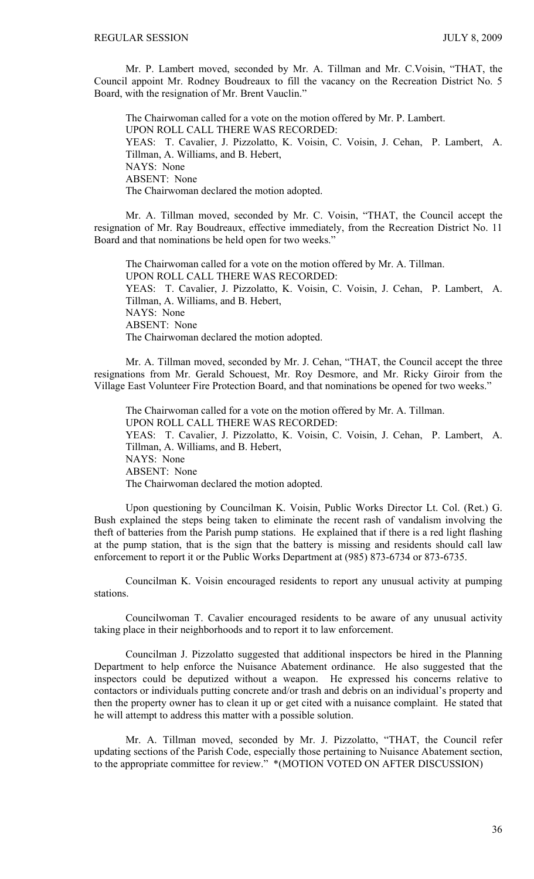Mr. P. Lambert moved, seconded by Mr. A. Tillman and Mr. C.Voisin, "THAT, the Council appoint Mr. Rodney Boudreaux to fill the vacancy on the Recreation District No. 5 Board, with the resignation of Mr. Brent Vauclin."

The Chairwoman called for a vote on the motion offered by Mr. P. Lambert.
UPON ROLL CALL THERE WAS RECORDED:
YEAS: T. Cavalier, J. Pizzolatto, K. Voisin, C. Voisin, J. Cehan, P. Lambert, A. Tillman, A. Williams, and B. Hebert,
NAYS: None
ABSENT: None
The Chairwoman declared the motion adopted.

Mr. A. Tillman moved, seconded by Mr. C. Voisin, "THAT, the Council accept the resignation of Mr. Ray Boudreaux, effective immediately, from the Recreation District No. 11 Board and that nominations be held open for two weeks."

The Chairwoman called for a vote on the motion offered by Mr. A. Tillman.
UPON ROLL CALL THERE WAS RECORDED:
YEAS: T. Cavalier, J. Pizzolatto, K. Voisin, C. Voisin, J. Cehan, P. Lambert, A. Tillman, A. Williams, and B. Hebert,
NAYS: None
ABSENT: None
The Chairwoman declared the motion adopted.

Mr. A. Tillman moved, seconded by Mr. J. Cehan, "THAT, the Council accept the three resignations from Mr. Gerald Schouest, Mr. Roy Desmore, and Mr. Ricky Giroir from the Village East Volunteer Fire Protection Board, and that nominations be opened for two weeks."

The Chairwoman called for a vote on the motion offered by Mr. A. Tillman.
UPON ROLL CALL THERE WAS RECORDED:
YEAS: T. Cavalier, J. Pizzolatto, K. Voisin, C. Voisin, J. Cehan, P. Lambert, A. Tillman, A. Williams, and B. Hebert,
NAYS: None
ABSENT: None
The Chairwoman declared the motion adopted.

Upon questioning by Councilman K. Voisin, Public Works Director Lt. Col. (Ret.) G. Bush explained the steps being taken to eliminate the recent rash of vandalism involving the theft of batteries from the Parish pump stations. He explained that if there is a red light flashing at the pump station, that is the sign that the battery is missing and residents should call law enforcement to report it or the Public Works Department at (985) 873-6734 or 873-6735.

Councilman K. Voisin encouraged residents to report any unusual activity at pumping stations.

Councilwoman T. Cavalier encouraged residents to be aware of any unusual activity taking place in their neighborhoods and to report it to law enforcement.

Councilman J. Pizzolatto suggested that additional inspectors be hired in the Planning Department to help enforce the Nuisance Abatement ordinance. He also suggested that the inspectors could be deputized without a weapon. He expressed his concerns relative to contactors or individuals putting concrete and/or trash and debris on an individual's property and then the property owner has to clean it up or get cited with a nuisance complaint. He stated that he will attempt to address this matter with a possible solution.

Mr. A. Tillman moved, seconded by Mr. J. Pizzolatto, "THAT, the Council refer updating sections of the Parish Code, especially those pertaining to Nuisance Abatement section, to the appropriate committee for review." *(MOTION VOTED ON AFTER DISCUSSION)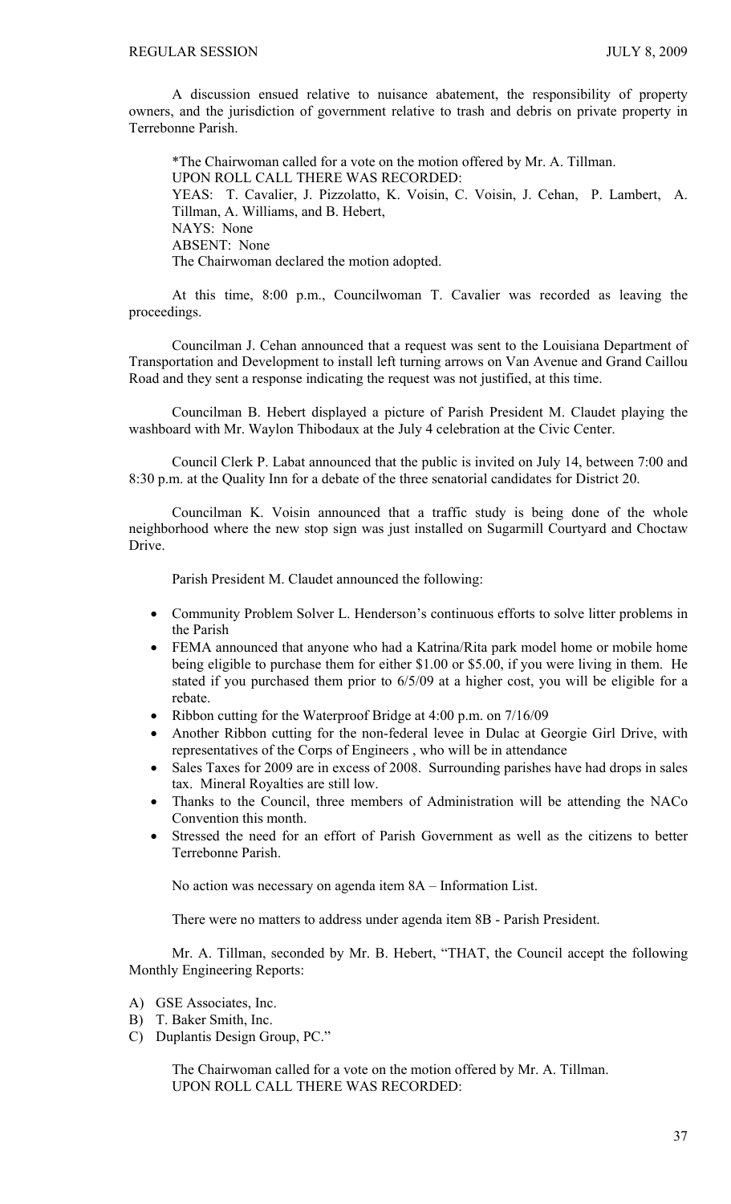A discussion ensued relative to nuisance abatement, the responsibility of property owners, and the jurisdiction of government relative to trash and debris on private property in Terrebonne Parish.

*The Chairwoman called for a vote on the motion offered by Mr. A. Tillman.
UPON ROLL CALL THERE WAS RECORDED:
YEAS: T. Cavalier, J. Pizzolatto, K. Voisin, C. Voisin, J. Cehan, P. Lambert, A. Tillman, A. Williams, and B. Hebert,
NAYS: None
ABSENT: None
The Chairwoman declared the motion adopted.

At this time, 8:00 p.m., Councilwoman T. Cavalier was recorded as leaving the proceedings.

Councilman J. Cehan announced that a request was sent to the Louisiana Department of Transportation and Development to install left turning arrows on Van Avenue and Grand Caillou Road and they sent a response indicating the request was not justified, at this time.

Councilman B. Hebert displayed a picture of Parish President M. Claudet playing the washboard with Mr. Waylon Thibodaux at the July 4 celebration at the Civic Center.

Council Clerk P. Labat announced that the public is invited on July 14, between 7:00 and 8:30 p.m. at the Quality Inn for a debate of the three senatorial candidates for District 20.

Councilman K. Voisin announced that a traffic study is being done of the whole neighborhood where the new stop sign was just installed on Sugarmill Courtyard and Choctaw Drive.

Parish President M. Claudet announced the following:

- Community Problem Solver L. Henderson's continuous efforts to solve litter problems in the Parish
- FEMA announced that anyone who had a Katrina/Rita park model home or mobile home being eligible to purchase them for either $1.00 or $5.00, if you were living in them. He stated if you purchased them prior to 6/5/09 at a higher cost, you will be eligible for a rebate.
- Ribbon cutting for the Waterproof Bridge at 4:00 p.m. on 7/16/09
- Another Ribbon cutting for the non-federal levee in Dulac at Georgie Girl Drive, with representatives of the Corps of Engineers , who will be in attendance
- Sales Taxes for 2009 are in excess of 2008. Surrounding parishes have had drops in sales tax. Mineral Royalties are still low.
- Thanks to the Council, three members of Administration will be attending the NACo Convention this month.
- Stressed the need for an effort of Parish Government as well as the citizens to better Terrebonne Parish.

No action was necessary on agenda item 8A – Information List.

There were no matters to address under agenda item 8B - Parish President.

Mr. A. Tillman, seconded by Mr. B. Hebert, "THAT, the Council accept the following Monthly Engineering Reports:

A) GSE Associates, Inc.
B) T. Baker Smith, Inc.
C) Duplantis Design Group, PC."

The Chairwoman called for a vote on the motion offered by Mr. A. Tillman.
UPON ROLL CALL THERE WAS RECORDED: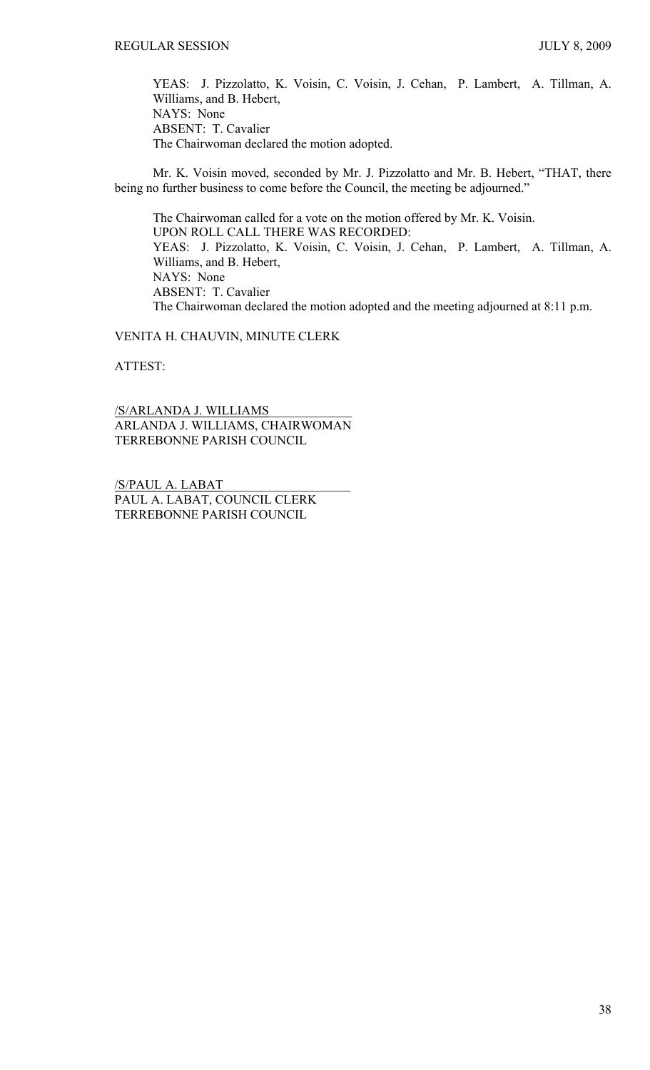YEAS: J. Pizzolatto, K. Voisin, C. Voisin, J. Cehan, P. Lambert, A. Tillman, A. Williams, and B. Hebert,
NAYS: None
ABSENT: T. Cavalier
The Chairwoman declared the motion adopted.

Mr. K. Voisin moved, seconded by Mr. J. Pizzolatto and Mr. B. Hebert, "THAT, there being no further business to come before the Council, the meeting be adjourned."

The Chairwoman called for a vote on the motion offered by Mr. K. Voisin.
UPON ROLL CALL THERE WAS RECORDED:
YEAS: J. Pizzolatto, K. Voisin, C. Voisin, J. Cehan, P. Lambert, A. Tillman, A. Williams, and B. Hebert,
NAYS: None
ABSENT: T. Cavalier
The Chairwoman declared the motion adopted and the meeting adjourned at 8:11 p.m.

VENITA H. CHAUVIN, MINUTE CLERK

ATTEST:

/S/ARLANDA J. WILLIAMS
ARLANDA J. WILLIAMS, CHAIRWOMAN
TERREBONNE PARISH COUNCIL

/S/PAUL A. LABAT
PAUL A. LABAT, COUNCIL CLERK
TERREBONNE PARISH COUNCIL